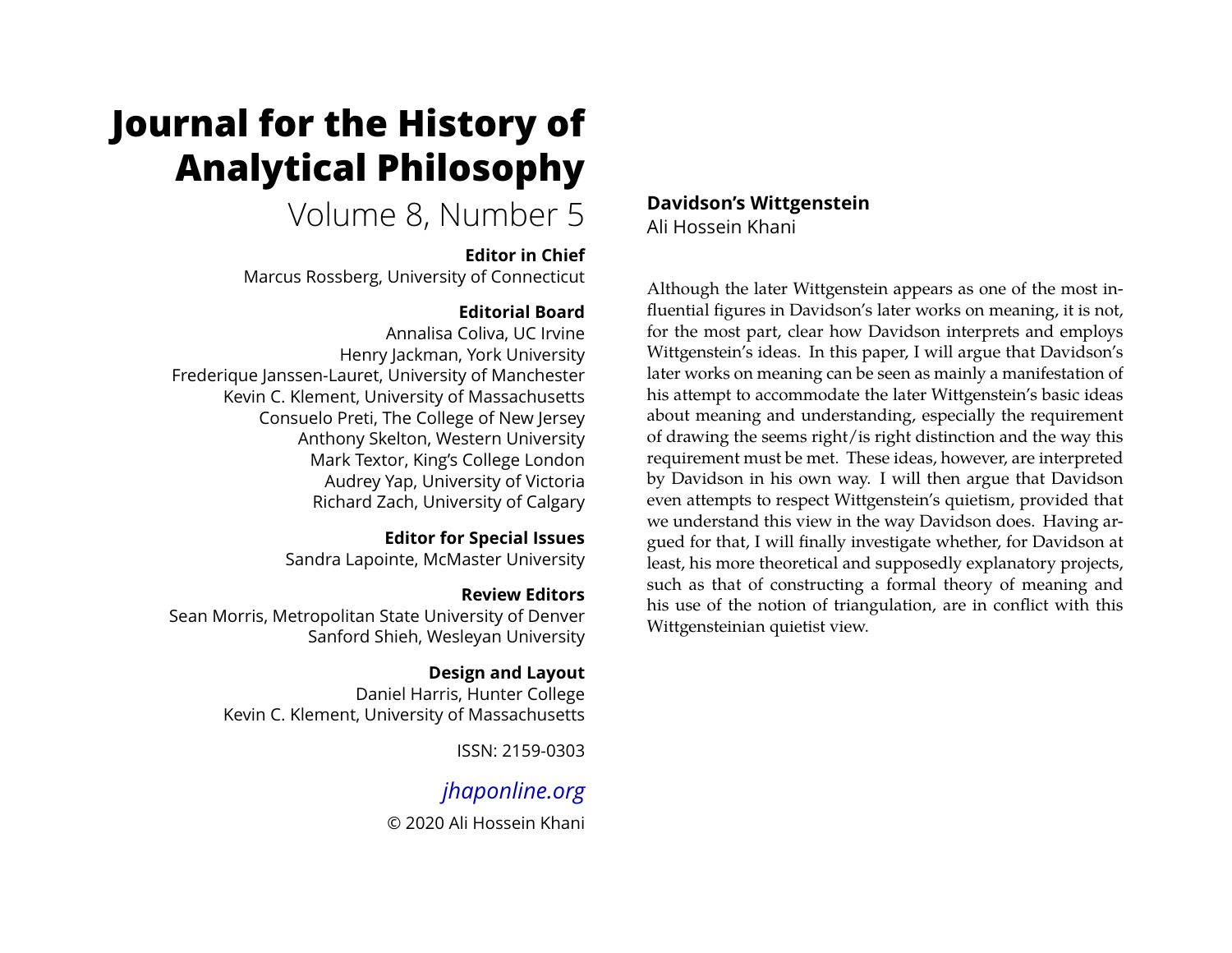# Journal for the History of Analytical Philosophy

Volume 8, Number 5

**Editor in Chief**
Marcus Rossberg, University of Connecticut

**Editorial Board**
Annalisa Coliva, UC Irvine
Henry Jackman, York University
Frederique Janssen-Lauret, University of Manchester
Kevin C. Klement, University of Massachusetts
Consuelo Preti, The College of New Jersey
Anthony Skelton, Western University
Mark Textor, King's College London
Audrey Yap, University of Victoria
Richard Zach, University of Calgary

**Editor for Special Issues**
Sandra Lapointe, McMaster University

**Review Editors**
Sean Morris, Metropolitan State University of Denver
Sanford Shieh, Wesleyan University

**Design and Layout**
Daniel Harris, Hunter College
Kevin C. Klement, University of Massachusetts

ISSN: 2159-0303

*jhaponline.org*

© 2020 Ali Hossein Khani

## Davidson's Wittgenstein

Ali Hossein Khani

Although the later Wittgenstein appears as one of the most influential figures in Davidson's later works on meaning, it is not, for the most part, clear how Davidson interprets and employs Wittgenstein's ideas. In this paper, I will argue that Davidson's later works on meaning can be seen as mainly a manifestation of his attempt to accommodate the later Wittgenstein's basic ideas about meaning and understanding, especially the requirement of drawing the seems right/is right distinction and the way this requirement must be met. These ideas, however, are interpreted by Davidson in his own way. I will then argue that Davidson even attempts to respect Wittgenstein's quietism, provided that we understand this view in the way Davidson does. Having argued for that, I will finally investigate whether, for Davidson at least, his more theoretical and supposedly explanatory projects, such as that of constructing a formal theory of meaning and his use of the notion of triangulation, are in conflict with this Wittgensteinian quietist view.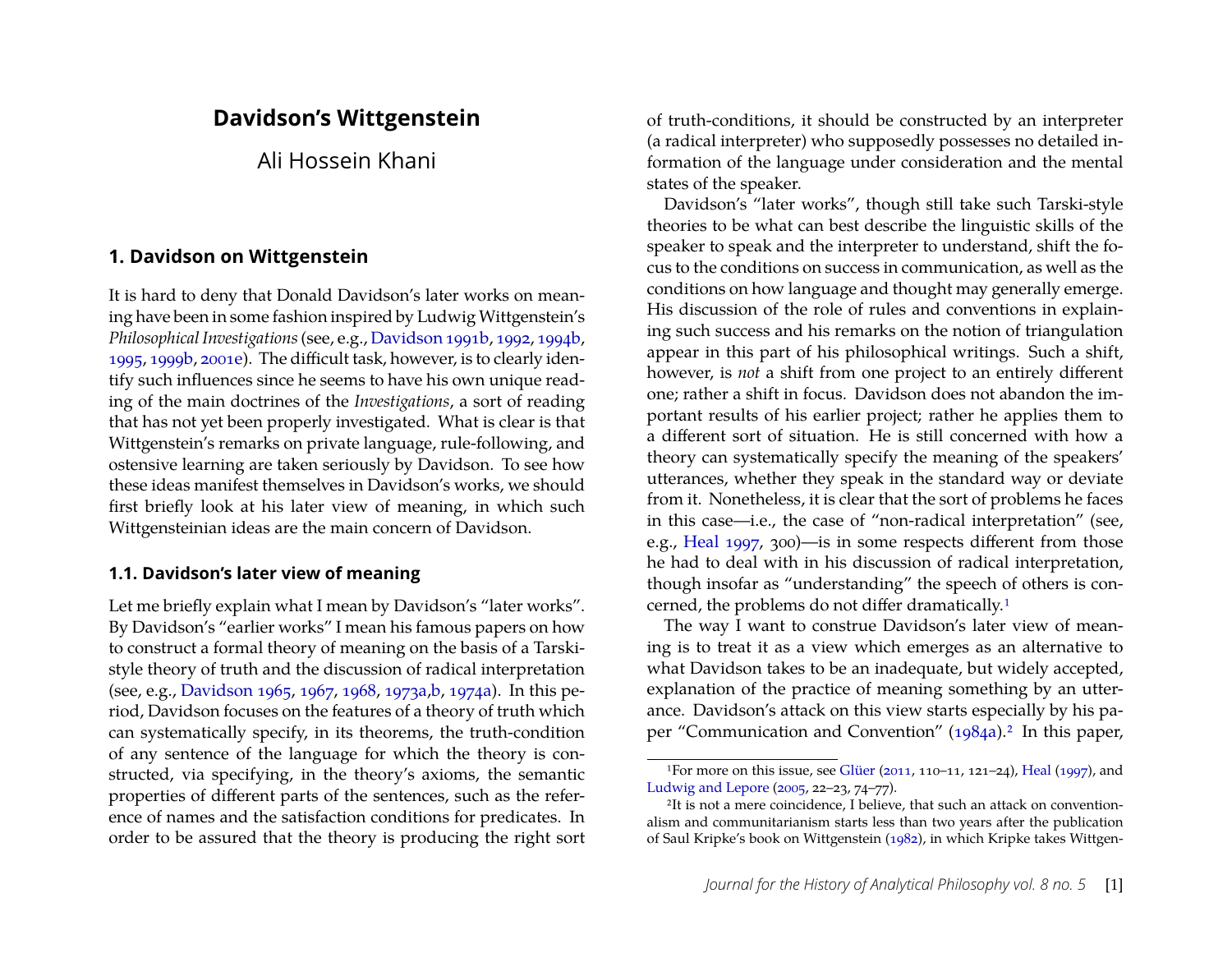# Davidson's Wittgenstein

Ali Hossein Khani

## 1. Davidson on Wittgenstein

It is hard to deny that Donald Davidson's later works on meaning have been in some fashion inspired by Ludwig Wittgenstein's *Philosophical Investigations* (see, e.g., Davidson 1991b, 1992, 1994b, 1995, 1999b, 2001e). The difficult task, however, is to clearly identify such influences since he seems to have his own unique reading of the main doctrines of the *Investigations*, a sort of reading that has not yet been properly investigated. What is clear is that Wittgenstein's remarks on private language, rule-following, and ostensive learning are taken seriously by Davidson. To see how these ideas manifest themselves in Davidson's works, we should first briefly look at his later view of meaning, in which such Wittgensteinian ideas are the main concern of Davidson.

### 1.1. Davidson's later view of meaning

Let me briefly explain what I mean by Davidson's "later works". By Davidson's "earlier works" I mean his famous papers on how to construct a formal theory of meaning on the basis of a Tarski-style theory of truth and the discussion of radical interpretation (see, e.g., Davidson 1965, 1967, 1968, 1973a,b, 1974a). In this period, Davidson focuses on the features of a theory of truth which can systematically specify, in its theorems, the truth-condition of any sentence of the language for which the theory is constructed, via specifying, in the theory's axioms, the semantic properties of different parts of the sentences, such as the reference of names and the satisfaction conditions for predicates. In order to be assured that the theory is producing the right sort of truth-conditions, it should be constructed by an interpreter (a radical interpreter) who supposedly possesses no detailed information of the language under consideration and the mental states of the speaker.

Davidson's "later works", though still take such Tarski-style theories to be what can best describe the linguistic skills of the speaker to speak and the interpreter to understand, shift the focus to the conditions on success in communication, as well as the conditions on how language and thought may generally emerge. His discussion of the role of rules and conventions in explaining such success and his remarks on the notion of triangulation appear in this part of his philosophical writings. Such a shift, however, is *not* a shift from one project to an entirely different one; rather a shift in focus. Davidson does not abandon the important results of his earlier project; rather he applies them to a different sort of situation. He is still concerned with how a theory can systematically specify the meaning of the speakers' utterances, whether they speak in the standard way or deviate from it. Nonetheless, it is clear that the sort of problems he faces in this case—i.e., the case of "non-radical interpretation" (see, e.g., Heal 1997, 300)—is in some respects different from those he had to deal with in his discussion of radical interpretation, though insofar as "understanding" the speech of others is concerned, the problems do not differ dramatically.[1]

The way I want to construe Davidson's later view of meaning is to treat it as a view which emerges as an alternative to what Davidson takes to be an inadequate, but widely accepted, explanation of the practice of meaning something by an utterance. Davidson's attack on this view starts especially by his paper "Communication and Convention" (1984a).[2] In this paper,

---

[1]For more on this issue, see Glüer (2011, 110–11, 121–24), Heal (1997), and Ludwig and Lepore (2005, 22–23, 74–77).

[2]It is not a mere coincidence, I believe, that such an attack on conventionalism and communitarianism starts less than two years after the publication of Saul Kripke's book on Wittgenstein (1982), in which Kripke takes Wittgen-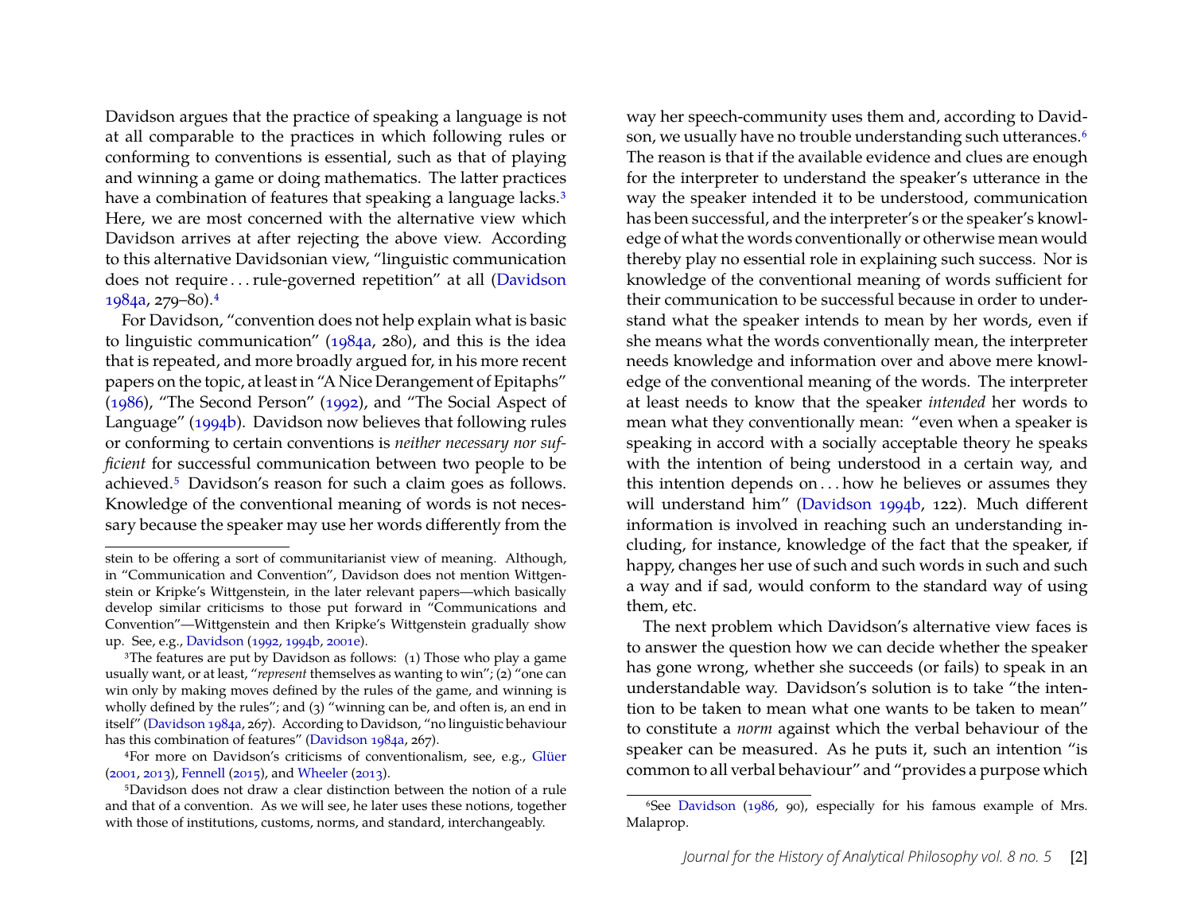Davidson argues that the practice of speaking a language is not at all comparable to the practices in which following rules or conforming to conventions is essential, such as that of playing and winning a game or doing mathematics. The latter practices have a combination of features that speaking a language lacks.[3] Here, we are most concerned with the alternative view which Davidson arrives at after rejecting the above view. According to this alternative Davidsonian view, "linguistic communication does not require . . . rule-governed repetition" at all (Davidson 1984a, 279–80).[4]

For Davidson, "convention does not help explain what is basic to linguistic communication" (1984a, 280), and this is the idea that is repeated, and more broadly argued for, in his more recent papers on the topic, at least in "A Nice Derangement of Epitaphs" (1986), "The Second Person" (1992), and "The Social Aspect of Language" (1994b). Davidson now believes that following rules or conforming to certain conventions is *neither necessary nor sufficient* for successful communication between two people to be achieved.[5] Davidson's reason for such a claim goes as follows. Knowledge of the conventional meaning of words is not necessary because the speaker may use her words differently from the way her speech-community uses them and, according to Davidson, we usually have no trouble understanding such utterances.[6] The reason is that if the available evidence and clues are enough for the interpreter to understand the speaker's utterance in the way the speaker intended it to be understood, communication has been successful, and the interpreter's or the speaker's knowledge of what the words conventionally or otherwise mean would thereby play no essential role in explaining such success. Nor is knowledge of the conventional meaning of words sufficient for their communication to be successful because in order to understand what the speaker intends to mean by her words, even if she means what the words conventionally mean, the interpreter needs knowledge and information over and above mere knowledge of the conventional meaning of the words. The interpreter at least needs to know that the speaker *intended* her words to mean what they conventionally mean: "even when a speaker is speaking in accord with a socially acceptable theory he speaks with the intention of being understood in a certain way, and this intention depends on . . . how he believes or assumes they will understand him" (Davidson 1994b, 122). Much different information is involved in reaching such an understanding including, for instance, knowledge of the fact that the speaker, if happy, changes her use of such and such words in such and such a way and if sad, would conform to the standard way of using them, etc.

The next problem which Davidson's alternative view faces is to answer the question how we can decide whether the speaker has gone wrong, whether she succeeds (or fails) to speak in an understandable way. Davidson's solution is to take "the intention to be taken to mean what one wants to be taken to mean" to constitute a *norm* against which the verbal behaviour of the speaker can be measured. As he puts it, such an intention "is common to all verbal behaviour" and "provides a purpose which

---

stein to be offering a sort of communitarianist view of meaning. Although, in "Communication and Convention", Davidson does not mention Wittgenstein or Kripke's Wittgenstein, in the later relevant papers—which basically develop similar criticisms to those put forward in "Communications and Convention"—Wittgenstein and then Kripke's Wittgenstein gradually show up. See, e.g., Davidson (1992, 1994b, 2001e).

[3]The features are put by Davidson as follows: (1) Those who play a game usually want, or at least, "*represent* themselves as wanting to win"; (2) "one can win only by making moves defined by the rules of the game, and winning is wholly defined by the rules"; and (3) "winning can be, and often is, an end in itself" (Davidson 1984a, 267). According to Davidson, "no linguistic behaviour has this combination of features" (Davidson 1984a, 267).

[4]For more on Davidson's criticisms of conventionalism, see, e.g., Glüer (2001, 2013), Fennell (2015), and Wheeler (2013).

[5]Davidson does not draw a clear distinction between the notion of a rule and that of a convention. As we will see, he later uses these notions, together with those of institutions, customs, norms, and standard, interchangeably.

[6]See Davidson (1986, 90), especially for his famous example of Mrs. Malaprop.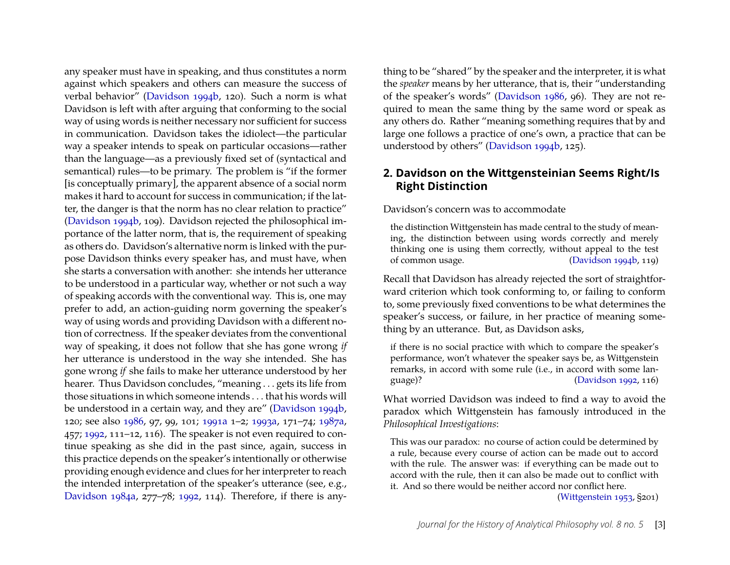any speaker must have in speaking, and thus constitutes a norm against which speakers and others can measure the success of verbal behavior" (Davidson 1994b, 120). Such a norm is what Davidson is left with after arguing that conforming to the social way of using words is neither necessary nor sufficient for success in communication. Davidson takes the idiolect—the particular way a speaker intends to speak on particular occasions—rather than the language—as a previously fixed set of (syntactical and semantical) rules—to be primary. The problem is "if the former [is conceptually primary], the apparent absence of a social norm makes it hard to account for success in communication; if the latter, the danger is that the norm has no clear relation to practice" (Davidson 1994b, 109). Davidson rejected the philosophical importance of the latter norm, that is, the requirement of speaking as others do. Davidson's alternative norm is linked with the purpose Davidson thinks every speaker has, and must have, when she starts a conversation with another: she intends her utterance to be understood in a particular way, whether or not such a way of speaking accords with the conventional way. This is, one may prefer to add, an action-guiding norm governing the speaker's way of using words and providing Davidson with a different notion of correctness. If the speaker deviates from the conventional way of speaking, it does not follow that she has gone wrong *if* her utterance is understood in the way she intended. She has gone wrong *if* she fails to make her utterance understood by her hearer. Thus Davidson concludes, "meaning . . . gets its life from those situations in which someone intends . . . that his words will be understood in a certain way, and they are" (Davidson 1994b, 120; see also 1986, 97, 99, 101; 1991a 1–2; 1993a, 171–74; 1987a, 457; 1992, 111–12, 116). The speaker is not even required to continue speaking as she did in the past since, again, success in this practice depends on the speaker's intentionally or otherwise providing enough evidence and clues for her interpreter to reach the intended interpretation of the speaker's utterance (see, e.g., Davidson 1984a, 277–78; 1992, 114). Therefore, if there is anything to be "shared" by the speaker and the interpreter, it is what the *speaker* means by her utterance, that is, their "understanding of the speaker's words" (Davidson 1986, 96). They are not required to mean the same thing by the same word or speak as any others do. Rather "meaning something requires that by and large one follows a practice of one's own, a practice that can be understood by others" (Davidson 1994b, 125).

## 2. Davidson on the Wittgensteinian Seems Right/Is Right Distinction

Davidson's concern was to accommodate

> the distinction Wittgenstein has made central to the study of meaning, the distinction between using words correctly and merely thinking one is using them correctly, without appeal to the test of common usage. (Davidson 1994b, 119)

Recall that Davidson has already rejected the sort of straightforward criterion which took conforming to, or failing to conform to, some previously fixed conventions to be what determines the speaker's success, or failure, in her practice of meaning something by an utterance. But, as Davidson asks,

> if there is no social practice with which to compare the speaker's performance, won't whatever the speaker says be, as Wittgenstein remarks, in accord with some rule (i.e., in accord with some language)? (Davidson 1992, 116)

What worried Davidson was indeed to find a way to avoid the paradox which Wittgenstein has famously introduced in the *Philosophical Investigations*:

> This was our paradox: no course of action could be determined by a rule, because every course of action can be made out to accord with the rule. The answer was: if everything can be made out to accord with the rule, then it can also be made out to conflict with it. And so there would be neither accord nor conflict here. (Wittgenstein 1953, §201)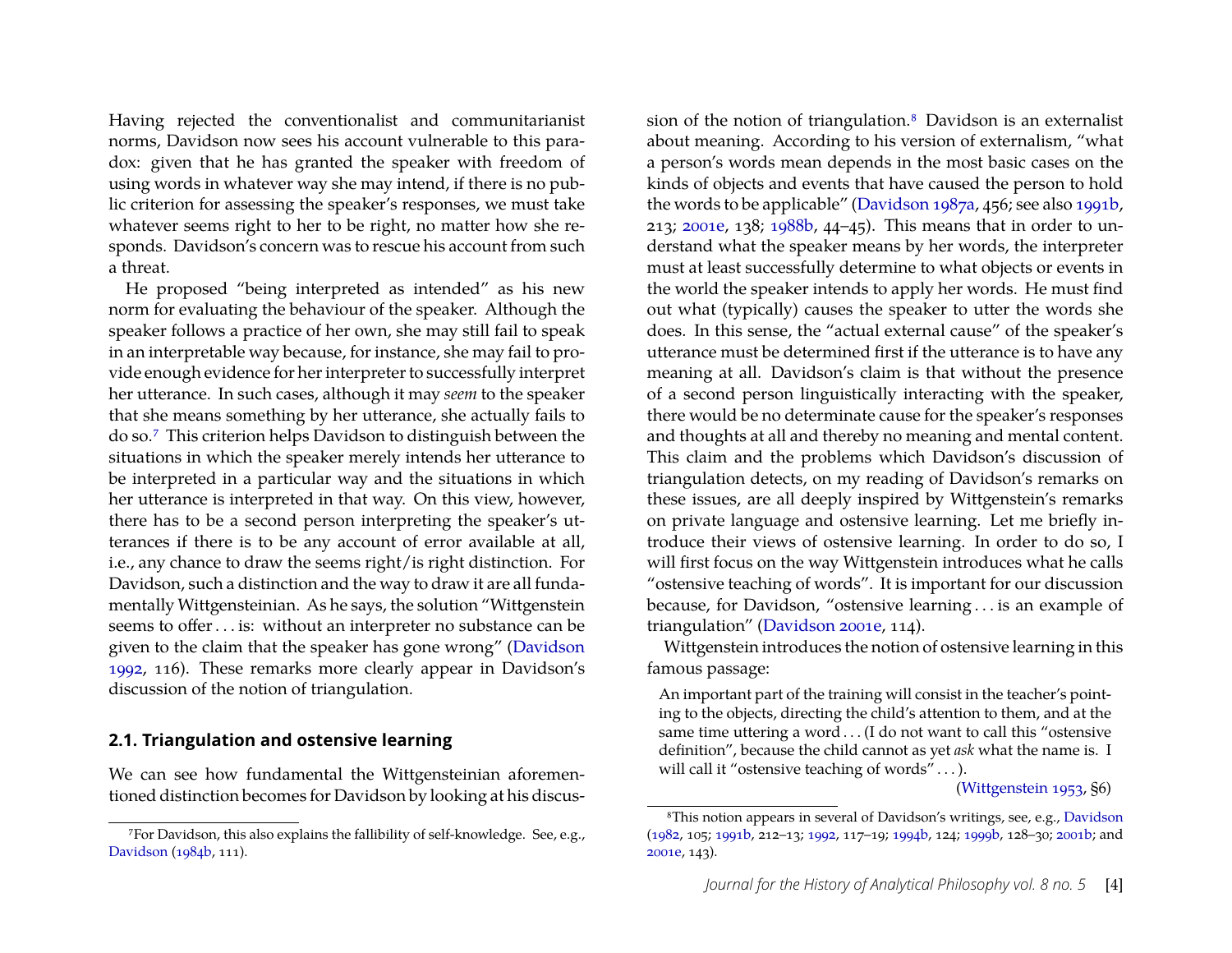Having rejected the conventionalist and communitarianist norms, Davidson now sees his account vulnerable to this paradox: given that he has granted the speaker with freedom of using words in whatever way she may intend, if there is no public criterion for assessing the speaker's responses, we must take whatever seems right to her to be right, no matter how she responds. Davidson's concern was to rescue his account from such a threat.

He proposed "being interpreted as intended" as his new norm for evaluating the behaviour of the speaker. Although the speaker follows a practice of her own, she may still fail to speak in an interpretable way because, for instance, she may fail to provide enough evidence for her interpreter to successfully interpret her utterance. In such cases, although it may *seem* to the speaker that she means something by her utterance, she actually fails to do so.[7] This criterion helps Davidson to distinguish between the situations in which the speaker merely intends her utterance to be interpreted in a particular way and the situations in which her utterance is interpreted in that way. On this view, however, there has to be a second person interpreting the speaker's utterances if there is to be any account of error available at all, i.e., any chance to draw the seems right/is right distinction. For Davidson, such a distinction and the way to draw it are all fundamentally Wittgensteinian. As he says, the solution "Wittgenstein seems to offer . . . is: without an interpreter no substance can be given to the claim that the speaker has gone wrong" (Davidson 1992, 116). These remarks more clearly appear in Davidson's discussion of the notion of triangulation.

## 2.1. Triangulation and ostensive learning

We can see how fundamental the Wittgensteinian aforementioned distinction becomes for Davidson by looking at his discussion of the notion of triangulation.[8] Davidson is an externalist about meaning. According to his version of externalism, "what a person's words mean depends in the most basic cases on the kinds of objects and events that have caused the person to hold the words to be applicable" (Davidson 1987a, 456; see also 1991b, 213; 2001e, 138; 1988b, 44–45). This means that in order to understand what the speaker means by her words, the interpreter must at least successfully determine to what objects or events in the world the speaker intends to apply her words. He must find out what (typically) causes the speaker to utter the words she does. In this sense, the "actual external cause" of the speaker's utterance must be determined first if the utterance is to have any meaning at all. Davidson's claim is that without the presence of a second person linguistically interacting with the speaker, there would be no determinate cause for the speaker's responses and thoughts at all and thereby no meaning and mental content. This claim and the problems which Davidson's discussion of triangulation detects, on my reading of Davidson's remarks on these issues, are all deeply inspired by Wittgenstein's remarks on private language and ostensive learning. Let me briefly introduce their views of ostensive learning. In order to do so, I will first focus on the way Wittgenstein introduces what he calls "ostensive teaching of words". It is important for our discussion because, for Davidson, "ostensive learning . . . is an example of triangulation" (Davidson 2001e, 114).

Wittgenstein introduces the notion of ostensive learning in this famous passage:

> An important part of the training will consist in the teacher's pointing to the objects, directing the child's attention to them, and at the same time uttering a word . . . (I do not want to call this "ostensive definition", because the child cannot as yet *ask* what the name is. I will call it "ostensive teaching of words" . . . ).
>
> (Wittgenstein 1953, §6)

---

[7] For Davidson, this also explains the fallibility of self-knowledge. See, e.g., Davidson (1984b, 111).

[8] This notion appears in several of Davidson's writings, see, e.g., Davidson (1982, 105; 1991b, 212–13; 1992, 117–19; 1994b, 124; 1999b, 128–30; 2001b; and 2001e, 143).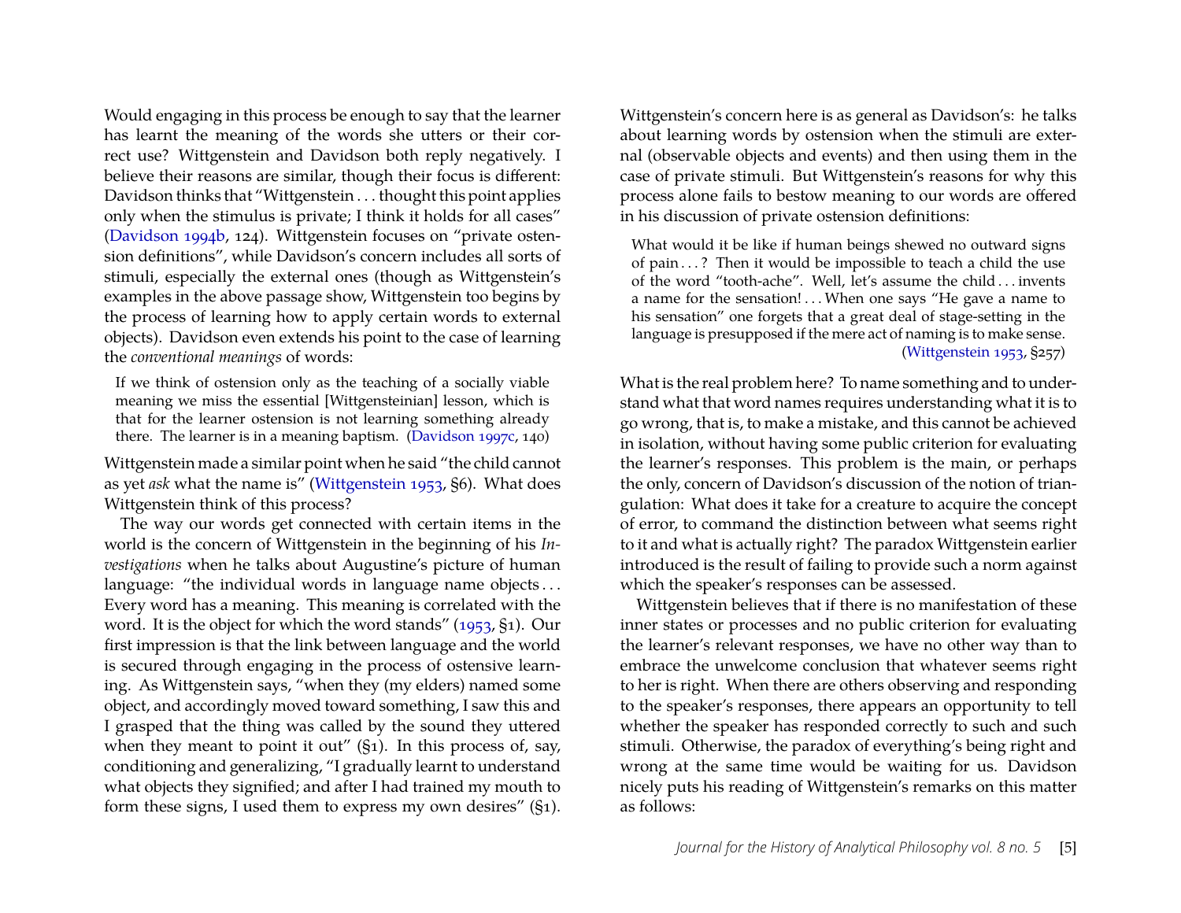Would engaging in this process be enough to say that the learner has learnt the meaning of the words she utters or their correct use? Wittgenstein and Davidson both reply negatively. I believe their reasons are similar, though their focus is different: Davidson thinks that "Wittgenstein . . . thought this point applies only when the stimulus is private; I think it holds for all cases" (Davidson 1994b, 124). Wittgenstein focuses on "private ostension definitions", while Davidson's concern includes all sorts of stimuli, especially the external ones (though as Wittgenstein's examples in the above passage show, Wittgenstein too begins by the process of learning how to apply certain words to external objects). Davidson even extends his point to the case of learning the *conventional meanings* of words:

> If we think of ostension only as the teaching of a socially viable meaning we miss the essential [Wittgensteinian] lesson, which is that for the learner ostension is not learning something already there. The learner is in a meaning baptism. (Davidson 1997c, 140)

Wittgenstein made a similar point when he said "the child cannot as yet *ask* what the name is" (Wittgenstein 1953, §6). What does Wittgenstein think of this process?

The way our words get connected with certain items in the world is the concern of Wittgenstein in the beginning of his *Investigations* when he talks about Augustine's picture of human language: "the individual words in language name objects . . . Every word has a meaning. This meaning is correlated with the word. It is the object for which the word stands" (1953, §1). Our first impression is that the link between language and the world is secured through engaging in the process of ostensive learning. As Wittgenstein says, "when they (my elders) named some object, and accordingly moved toward something, I saw this and I grasped that the thing was called by the sound they uttered when they meant to point it out" (§1). In this process of, say, conditioning and generalizing, "I gradually learnt to understand what objects they signified; and after I had trained my mouth to form these signs, I used them to express my own desires" (§1).

Wittgenstein's concern here is as general as Davidson's: he talks about learning words by ostension when the stimuli are external (observable objects and events) and then using them in the case of private stimuli. But Wittgenstein's reasons for why this process alone fails to bestow meaning to our words are offered in his discussion of private ostension definitions:

> What would it be like if human beings shewed no outward signs of pain . . . ? Then it would be impossible to teach a child the use of the word "tooth-ache". Well, let's assume the child . . . invents a name for the sensation! . . . When one says "He gave a name to his sensation" one forgets that a great deal of stage-setting in the language is presupposed if the mere act of naming is to make sense. (Wittgenstein 1953, §257)

What is the real problem here? To name something and to understand what that word names requires understanding what it is to go wrong, that is, to make a mistake, and this cannot be achieved in isolation, without having some public criterion for evaluating the learner's responses. This problem is the main, or perhaps the only, concern of Davidson's discussion of the notion of triangulation: What does it take for a creature to acquire the concept of error, to command the distinction between what seems right to it and what is actually right? The paradox Wittgenstein earlier introduced is the result of failing to provide such a norm against which the speaker's responses can be assessed.

Wittgenstein believes that if there is no manifestation of these inner states or processes and no public criterion for evaluating the learner's relevant responses, we have no other way than to embrace the unwelcome conclusion that whatever seems right to her is right. When there are others observing and responding to the speaker's responses, there appears an opportunity to tell whether the speaker has responded correctly to such and such stimuli. Otherwise, the paradox of everything's being right and wrong at the same time would be waiting for us. Davidson nicely puts his reading of Wittgenstein's remarks on this matter as follows: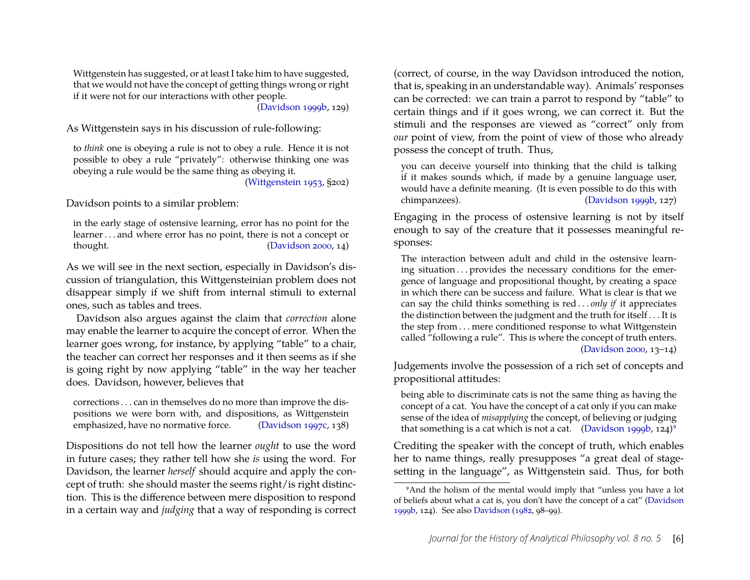> Wittgenstein has suggested, or at least I take him to have suggested, that we would not have the concept of getting things wrong or right if it were not for our interactions with other people.
> (Davidson 1999b, 129)

As Wittgenstein says in his discussion of rule-following:

> to *think* one is obeying a rule is not to obey a rule. Hence it is not possible to obey a rule "privately": otherwise thinking one was obeying a rule would be the same thing as obeying it.
> (Wittgenstein 1953, §202)

Davidson points to a similar problem:

> in the early stage of ostensive learning, error has no point for the learner . . . and where error has no point, there is not a concept or thought. (Davidson 2000, 14)

As we will see in the next section, especially in Davidson's discussion of triangulation, this Wittgensteinian problem does not disappear simply if we shift from internal stimuli to external ones, such as tables and trees.

Davidson also argues against the claim that *correction* alone may enable the learner to acquire the concept of error. When the learner goes wrong, for instance, by applying "table" to a chair, the teacher can correct her responses and it then seems as if she is going right by now applying "table" in the way her teacher does. Davidson, however, believes that

> corrections . . . can in themselves do no more than improve the dispositions we were born with, and dispositions, as Wittgenstein emphasized, have no normative force. (Davidson 1997c, 138)

Dispositions do not tell how the learner *ought* to use the word in future cases; they rather tell how she *is* using the word. For Davidson, the learner *herself* should acquire and apply the concept of truth: she should master the seems right/is right distinction. This is the difference between mere disposition to respond in a certain way and *judging* that a way of responding is correct (correct, of course, in the way Davidson introduced the notion, that is, speaking in an understandable way). Animals' responses can be corrected: we can train a parrot to respond by "table" to certain things and if it goes wrong, we can correct it. But the stimuli and the responses are viewed as "correct" only from *our* point of view, from the point of view of those who already possess the concept of truth. Thus,

> you can deceive yourself into thinking that the child is talking if it makes sounds which, if made by a genuine language user, would have a definite meaning. (It is even possible to do this with chimpanzees). (Davidson 1999b, 127)

Engaging in the process of ostensive learning is not by itself enough to say of the creature that it possesses meaningful responses:

> The interaction between adult and child in the ostensive learning situation . . . provides the necessary conditions for the emergence of language and propositional thought, by creating a space in which there can be success and failure. What is clear is that we can say the child thinks something is red . . . *only if* it appreciates the distinction between the judgment and the truth for itself . . . It is the step from . . . mere conditioned response to what Wittgenstein called "following a rule". This is where the concept of truth enters.
> (Davidson 2000, 13–14)

Judgements involve the possession of a rich set of concepts and propositional attitudes:

> being able to discriminate cats is not the same thing as having the concept of a cat. You have the concept of a cat only if you can make sense of the idea of *misapplying* the concept, of believing or judging that something is a cat which is not a cat. (Davidson 1999b, 124)[9]

Crediting the speaker with the concept of truth, which enables her to name things, really presupposes "a great deal of stage-setting in the language", as Wittgenstein said. Thus, for both

[9] And the holism of the mental would imply that "unless you have a lot of beliefs about what a cat is, you don't have the concept of a cat" (Davidson 1999b, 124). See also Davidson (1982, 98–99).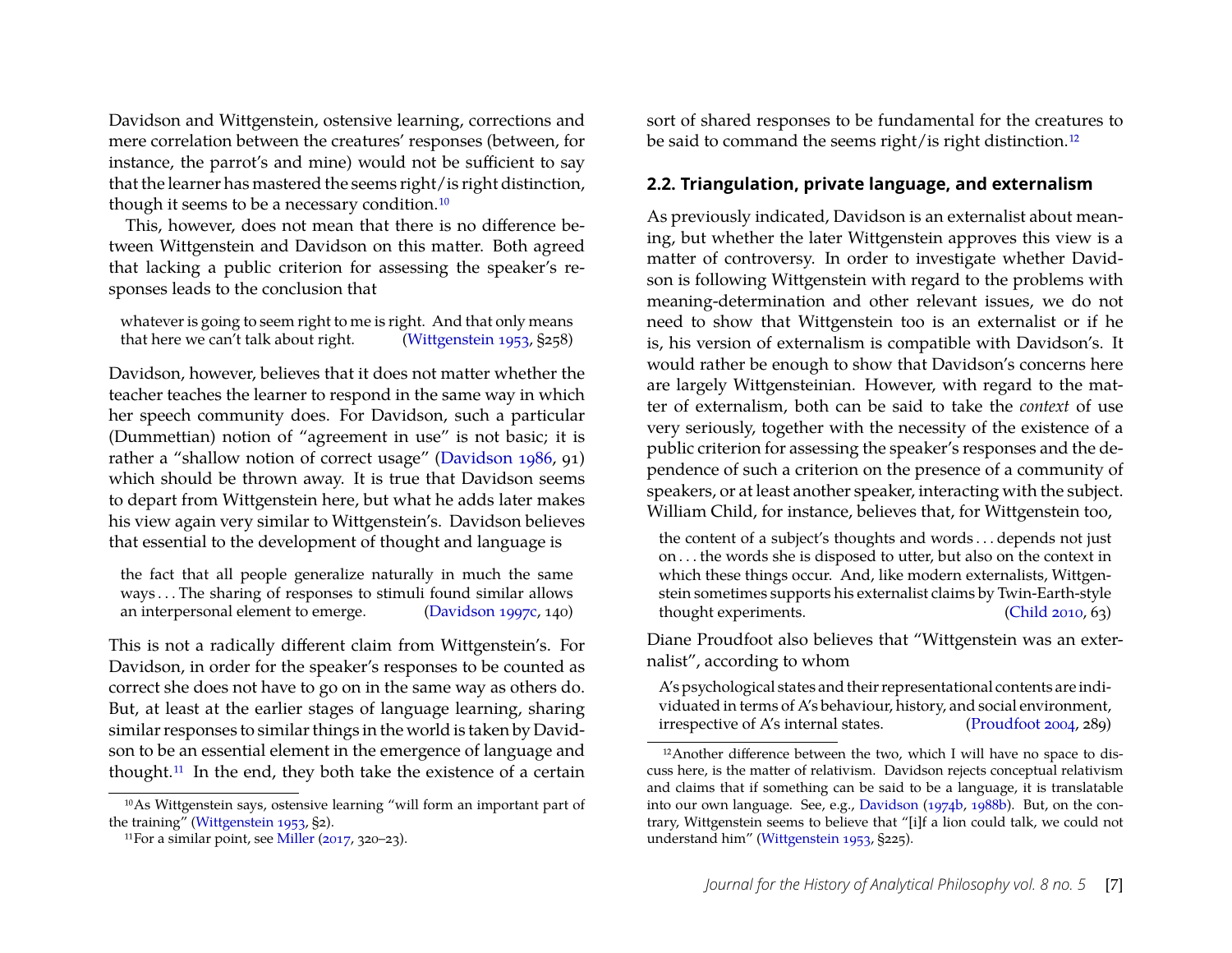Davidson and Wittgenstein, ostensive learning, corrections and mere correlation between the creatures' responses (between, for instance, the parrot's and mine) would not be sufficient to say that the learner has mastered the seems right/is right distinction, though it seems to be a necessary condition.[10]

This, however, does not mean that there is no difference between Wittgenstein and Davidson on this matter. Both agreed that lacking a public criterion for assessing the speaker's responses leads to the conclusion that

> whatever is going to seem right to me is right. And that only means that here we can't talk about right. (Wittgenstein 1953, §258)

Davidson, however, believes that it does not matter whether the teacher teaches the learner to respond in the same way in which her speech community does. For Davidson, such a particular (Dummettian) notion of "agreement in use" is not basic; it is rather a "shallow notion of correct usage" (Davidson 1986, 91) which should be thrown away. It is true that Davidson seems to depart from Wittgenstein here, but what he adds later makes his view again very similar to Wittgenstein's. Davidson believes that essential to the development of thought and language is

> the fact that all people generalize naturally in much the same ways . . . The sharing of responses to stimuli found similar allows an interpersonal element to emerge. (Davidson 1997c, 140)

This is not a radically different claim from Wittgenstein's. For Davidson, in order for the speaker's responses to be counted as correct she does not have to go on in the same way as others do. But, at least at the earlier stages of language learning, sharing similar responses to similar things in the world is taken by Davidson to be an essential element in the emergence of language and thought.[11] In the end, they both take the existence of a certain sort of shared responses to be fundamental for the creatures to be said to command the seems right/is right distinction.[12]

## 2.2. Triangulation, private language, and externalism

As previously indicated, Davidson is an externalist about meaning, but whether the later Wittgenstein approves this view is a matter of controversy. In order to investigate whether Davidson is following Wittgenstein with regard to the problems with meaning-determination and other relevant issues, we do not need to show that Wittgenstein too is an externalist or if he is, his version of externalism is compatible with Davidson's. It would rather be enough to show that Davidson's concerns here are largely Wittgensteinian. However, with regard to the matter of externalism, both can be said to take the *context* of use very seriously, together with the necessity of the existence of a public criterion for assessing the speaker's responses and the dependence of such a criterion on the presence of a community of speakers, or at least another speaker, interacting with the subject. William Child, for instance, believes that, for Wittgenstein too,

> the content of a subject's thoughts and words . . . depends not just on . . . the words she is disposed to utter, but also on the context in which these things occur. And, like modern externalists, Wittgenstein sometimes supports his externalist claims by Twin-Earth-style thought experiments. (Child 2010, 63)

Diane Proudfoot also believes that "Wittgenstein was an externalist", according to whom

> A's psychological states and their representational contents are individuated in terms of A's behaviour, history, and social environment, irrespective of A's internal states. (Proudfoot 2004, 289)

---

[10] As Wittgenstein says, ostensive learning "will form an important part of the training" (Wittgenstein 1953, §2).

[11] For a similar point, see Miller (2017, 320–23).

[12] Another difference between the two, which I will have no space to discuss here, is the matter of relativism. Davidson rejects conceptual relativism and claims that if something can be said to be a language, it is translatable into our own language. See, e.g., Davidson (1974b, 1988b). But, on the contrary, Wittgenstein seems to believe that "[i]f a lion could talk, we could not understand him" (Wittgenstein 1953, §225).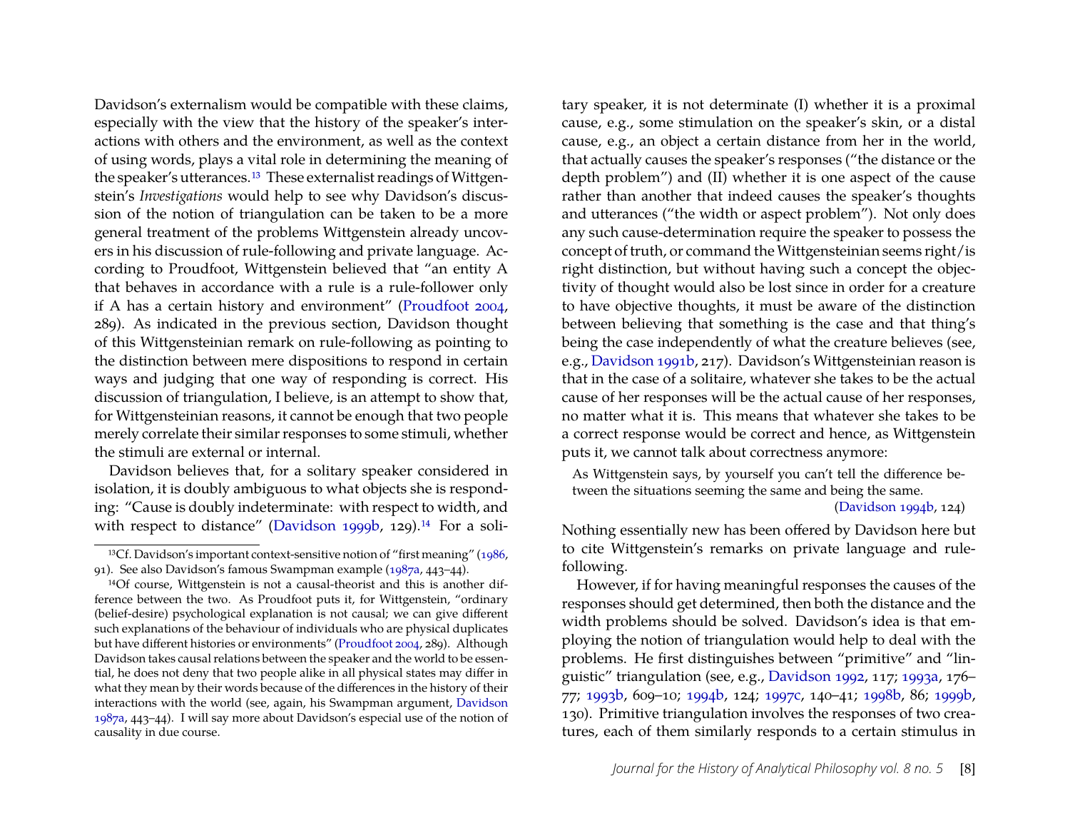Davidson's externalism would be compatible with these claims, especially with the view that the history of the speaker's interactions with others and the environment, as well as the context of using words, plays a vital role in determining the meaning of the speaker's utterances.[13] These externalist readings of Wittgenstein's *Investigations* would help to see why Davidson's discussion of the notion of triangulation can be taken to be a more general treatment of the problems Wittgenstein already uncovers in his discussion of rule-following and private language. According to Proudfoot, Wittgenstein believed that "an entity A that behaves in accordance with a rule is a rule-follower only if A has a certain history and environment" (Proudfoot 2004, 289). As indicated in the previous section, Davidson thought of this Wittgensteinian remark on rule-following as pointing to the distinction between mere dispositions to respond in certain ways and judging that one way of responding is correct. His discussion of triangulation, I believe, is an attempt to show that, for Wittgensteinian reasons, it cannot be enough that two people merely correlate their similar responses to some stimuli, whether the stimuli are external or internal.

Davidson believes that, for a solitary speaker considered in isolation, it is doubly ambiguous to what objects she is responding: "Cause is doubly indeterminate: with respect to width, and with respect to distance" (Davidson 1999b, 129).[14] For a solitary speaker, it is not determinate (I) whether it is a proximal cause, e.g., some stimulation on the speaker's skin, or a distal cause, e.g., an object a certain distance from her in the world, that actually causes the speaker's responses ("the distance or the depth problem") and (II) whether it is one aspect of the cause rather than another that indeed causes the speaker's thoughts and utterances ("the width or aspect problem"). Not only does any such cause-determination require the speaker to possess the concept of truth, or command the Wittgensteinian seems right/is right distinction, but without having such a concept the objectivity of thought would also be lost since in order for a creature to have objective thoughts, it must be aware of the distinction between believing that something is the case and that thing's being the case independently of what the creature believes (see, e.g., Davidson 1991b, 217). Davidson's Wittgensteinian reason is that in the case of a solitaire, whatever she takes to be the actual cause of her responses will be the actual cause of her responses, no matter what it is. This means that whatever she takes to be a correct response would be correct and hence, as Wittgenstein puts it, we cannot talk about correctness anymore:

> As Wittgenstein says, by yourself you can't tell the difference between the situations seeming the same and being the same.
>
> (Davidson 1994b, 124)

Nothing essentially new has been offered by Davidson here but to cite Wittgenstein's remarks on private language and rule-following.

However, if for having meaningful responses the causes of the responses should get determined, then both the distance and the width problems should be solved. Davidson's idea is that employing the notion of triangulation would help to deal with the problems. He first distinguishes between "primitive" and "linguistic" triangulation (see, e.g., Davidson 1992, 117; 1993a, 176–77; 1993b, 609–10; 1994b, 124; 1997c, 140–41; 1998b, 86; 1999b, 130). Primitive triangulation involves the responses of two creatures, each of them similarly responds to a certain stimulus in

---

[13] Cf. Davidson's important context-sensitive notion of "first meaning" (1986, 91). See also Davidson's famous Swampman example (1987a, 443–44).

[14] Of course, Wittgenstein is not a causal-theorist and this is another difference between the two. As Proudfoot puts it, for Wittgenstein, "ordinary (belief-desire) psychological explanation is not causal; we can give different such explanations of the behaviour of individuals who are physical duplicates but have different histories or environments" (Proudfoot 2004, 289). Although Davidson takes causal relations between the speaker and the world to be essential, he does not deny that two people alike in all physical states may differ in what they mean by their words because of the differences in the history of their interactions with the world (see, again, his Swampman argument, Davidson 1987a, 443–44). I will say more about Davidson's especial use of the notion of causality in due course.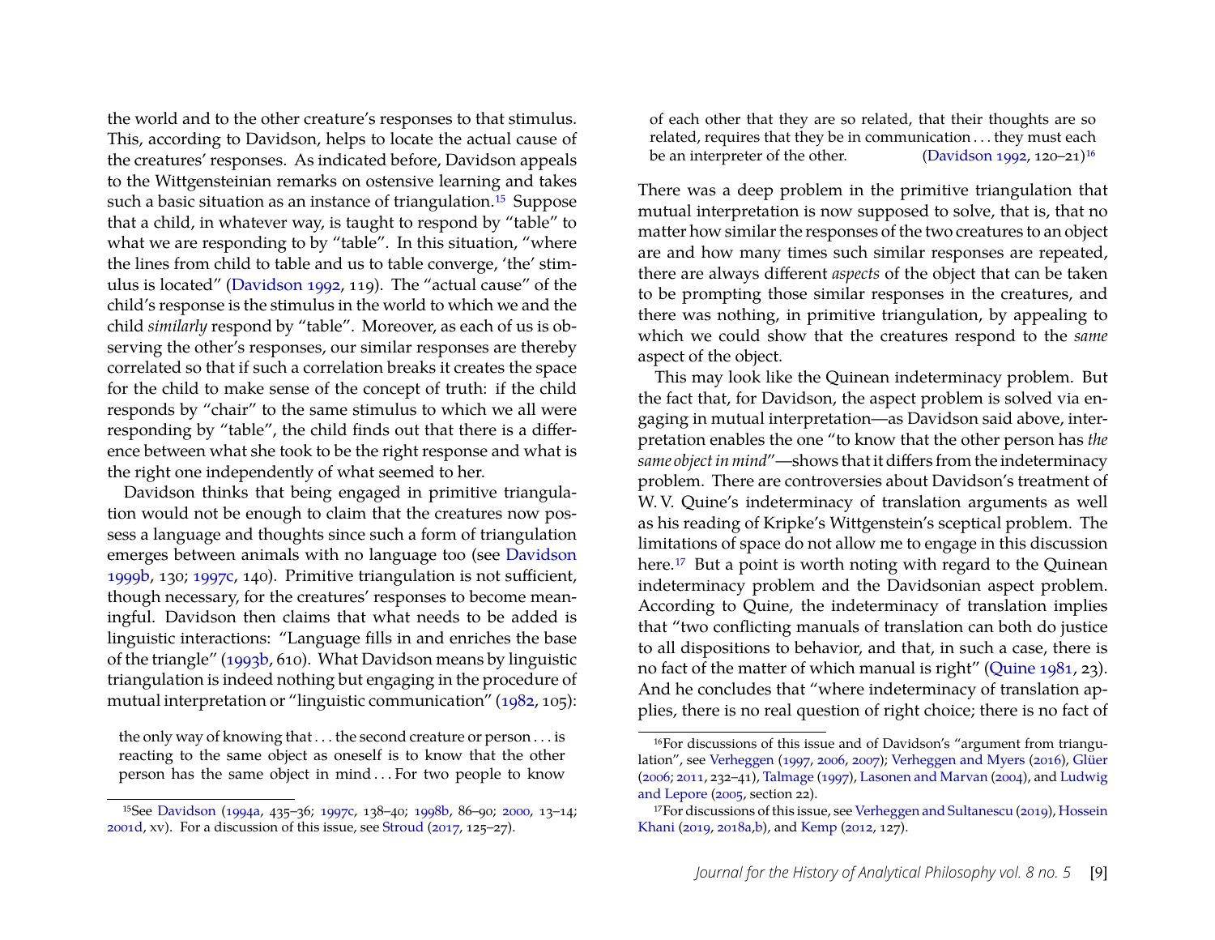the world and to the other creature's responses to that stimulus. This, according to Davidson, helps to locate the actual cause of the creatures' responses. As indicated before, Davidson appeals to the Wittgensteinian remarks on ostensive learning and takes such a basic situation as an instance of triangulation.[15] Suppose that a child, in whatever way, is taught to respond by "table" to what we are responding to by "table". In this situation, "where the lines from child to table and us to table converge, 'the' stimulus is located" (Davidson 1992, 119). The "actual cause" of the child's response is the stimulus in the world to which we and the child *similarly* respond by "table". Moreover, as each of us is observing the other's responses, our similar responses are thereby correlated so that if such a correlation breaks it creates the space for the child to make sense of the concept of truth: if the child responds by "chair" to the same stimulus to which we all were responding by "table", the child finds out that there is a difference between what she took to be the right response and what is the right one independently of what seemed to her.

Davidson thinks that being engaged in primitive triangulation would not be enough to claim that the creatures now possess a language and thoughts since such a form of triangulation emerges between animals with no language too (see Davidson 1999b, 130; 1997c, 140). Primitive triangulation is not sufficient, though necessary, for the creatures' responses to become meaningful. Davidson then claims that what needs to be added is linguistic interactions: "Language fills in and enriches the base of the triangle" (1993b, 610). What Davidson means by linguistic triangulation is indeed nothing but engaging in the procedure of mutual interpretation or "linguistic communication" (1982, 105):

> the only way of knowing that . . . the second creature or person . . . is reacting to the same object as oneself is to know that the other person has the same object in mind . . . For two people to know of each other that they are so related, that their thoughts are so related, requires that they be in communication . . . they must each be an interpreter of the other. (Davidson 1992, 120–21)[16]

There was a deep problem in the primitive triangulation that mutual interpretation is now supposed to solve, that is, that no matter how similar the responses of the two creatures to an object are and how many times such similar responses are repeated, there are always different *aspects* of the object that can be taken to be prompting those similar responses in the creatures, and there was nothing, in primitive triangulation, by appealing to which we could show that the creatures respond to the *same* aspect of the object.

This may look like the Quinean indeterminacy problem. But the fact that, for Davidson, the aspect problem is solved via engaging in mutual interpretation—as Davidson said above, interpretation enables the one "to know that the other person has *the same object in mind*"—shows that it differs from the indeterminacy problem. There are controversies about Davidson's treatment of W. V. Quine's indeterminacy of translation arguments as well as his reading of Kripke's Wittgenstein's sceptical problem. The limitations of space do not allow me to engage in this discussion here.[17] But a point is worth noting with regard to the Quinean indeterminacy problem and the Davidsonian aspect problem. According to Quine, the indeterminacy of translation implies that "two conflicting manuals of translation can both do justice to all dispositions to behavior, and that, in such a case, there is no fact of the matter of which manual is right" (Quine 1981, 23). And he concludes that "where indeterminacy of translation applies, there is no real question of right choice; there is no fact of

---

[15] See Davidson (1994a, 435–36; 1997c, 138–40; 1998b, 86–90; 2000, 13–14; 2001d, xv). For a discussion of this issue, see Stroud (2017, 125–27).

[16] For discussions of this issue and of Davidson's "argument from triangulation", see Verheggen (1997, 2006, 2007); Verheggen and Myers (2016); Glüer (2006; 2011, 232–41), Talmage (1997), Lasonen and Marvan (2004), and Ludwig and Lepore (2005, section 22).

[17] For discussions of this issue, see Verheggen and Sultanescu (2019), Hossein Khani (2019, 2018a,b), and Kemp (2012, 127).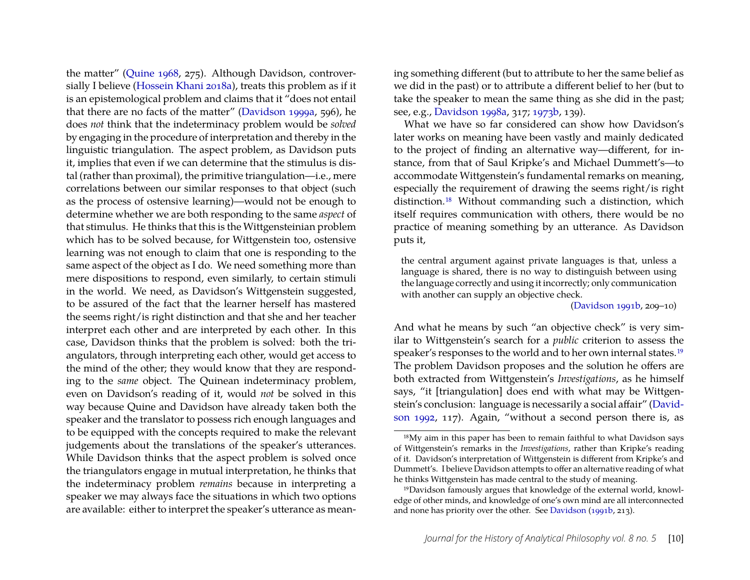the matter" (Quine 1968, 275). Although Davidson, controversially I believe (Hossein Khani 2018a), treats this problem as if it is an epistemological problem and claims that it "does not entail that there are no facts of the matter" (Davidson 1999a, 596), he does *not* think that the indeterminacy problem would be *solved* by engaging in the procedure of interpretation and thereby in the linguistic triangulation. The aspect problem, as Davidson puts it, implies that even if we can determine that the stimulus is distal (rather than proximal), the primitive triangulation—i.e., mere correlations between our similar responses to that object (such as the process of ostensive learning)—would not be enough to determine whether we are both responding to the same *aspect* of that stimulus. He thinks that this is the Wittgensteinian problem which has to be solved because, for Wittgenstein too, ostensive learning was not enough to claim that one is responding to the same aspect of the object as I do. We need something more than mere dispositions to respond, even similarly, to certain stimuli in the world. We need, as Davidson's Wittgenstein suggested, to be assured of the fact that the learner herself has mastered the seems right/is right distinction and that she and her teacher interpret each other and are interpreted by each other. In this case, Davidson thinks that the problem is solved: both the triangulators, through interpreting each other, would get access to the mind of the other; they would know that they are responding to the *same* object. The Quinean indeterminacy problem, even on Davidson's reading of it, would *not* be solved in this way because Quine and Davidson have already taken both the speaker and the translator to possess rich enough languages and to be equipped with the concepts required to make the relevant judgements about the translations of the speaker's utterances. While Davidson thinks that the aspect problem is solved once the triangulators engage in mutual interpretation, he thinks that the indeterminacy problem *remains* because in interpreting a speaker we may always face the situations in which two options are available: either to interpret the speaker's utterance as meaning something different (but to attribute to her the same belief as we did in the past) or to attribute a different belief to her (but to take the speaker to mean the same thing as she did in the past; see, e.g., Davidson 1998a, 317; 1973b, 139).

What we have so far considered can show how Davidson's later works on meaning have been vastly and mainly dedicated to the project of finding an alternative way—different, for instance, from that of Saul Kripke's and Michael Dummett's—to accommodate Wittgenstein's fundamental remarks on meaning, especially the requirement of drawing the seems right/is right distinction.[18] Without commanding such a distinction, which itself requires communication with others, there would be no practice of meaning something by an utterance. As Davidson puts it,

> the central argument against private languages is that, unless a language is shared, there is no way to distinguish between using the language correctly and using it incorrectly; only communication with another can supply an objective check.
>
> (Davidson 1991b, 209–10)

And what he means by such "an objective check" is very similar to Wittgenstein's search for a *public* criterion to assess the speaker's responses to the world and to her own internal states.[19] The problem Davidson proposes and the solution he offers are both extracted from Wittgenstein's *Investigations*, as he himself says, "it [triangulation] does end with what may be Wittgenstein's conclusion: language is necessarily a social affair" (Davidson 1992, 117). Again, "without a second person there is, as

[18] My aim in this paper has been to remain faithful to what Davidson says of Wittgenstein's remarks in the *Investigations*, rather than Kripke's reading of it. Davidson's interpretation of Wittgenstein is different from Kripke's and Dummett's. I believe Davidson attempts to offer an alternative reading of what he thinks Wittgenstein has made central to the study of meaning.

[19] Davidson famously argues that knowledge of the external world, knowledge of other minds, and knowledge of one's own mind are all interconnected and none has priority over the other. See Davidson (1991b, 213).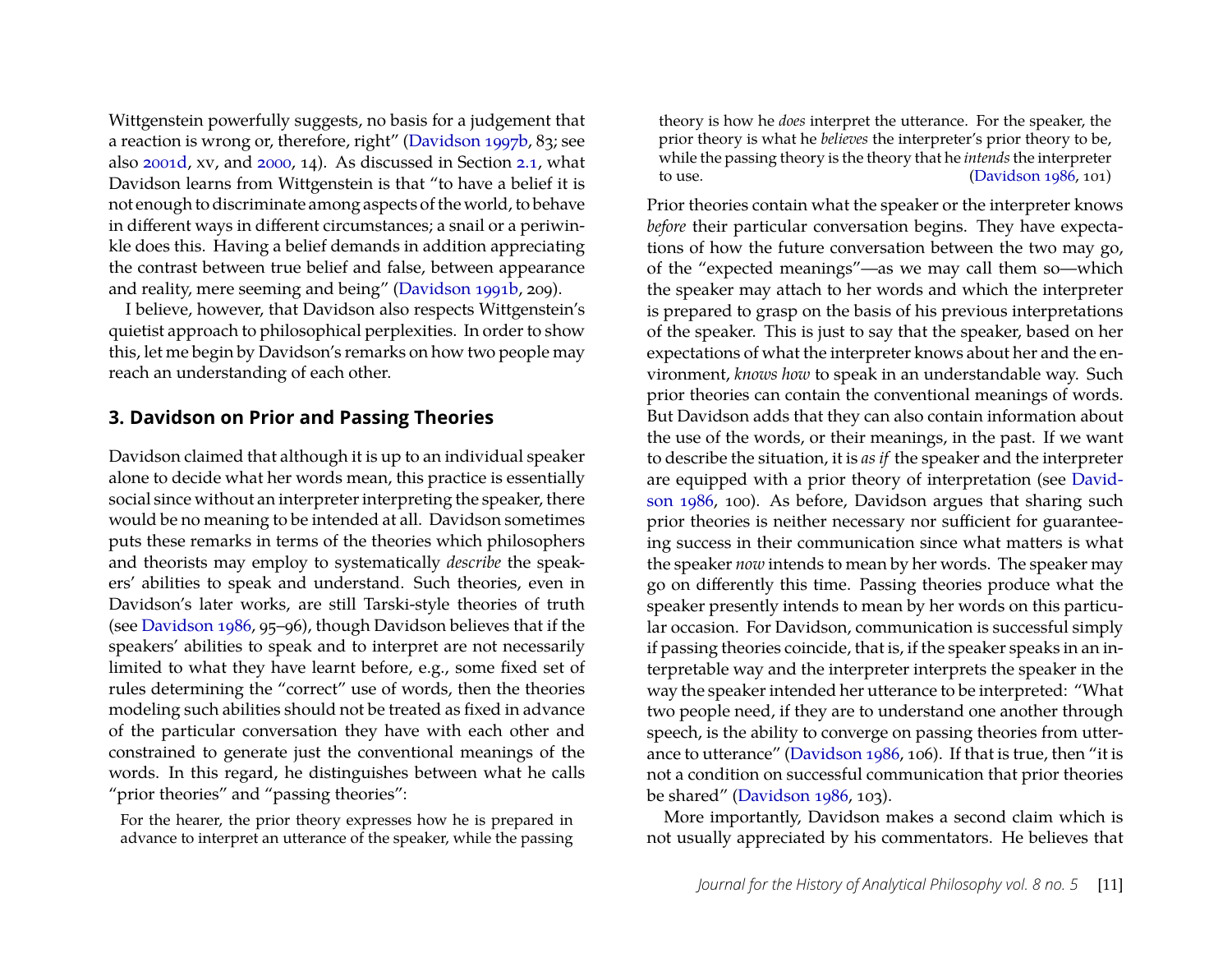Wittgenstein powerfully suggests, no basis for a judgement that a reaction is wrong or, therefore, right" (Davidson 1997b, 83; see also 2001d, xv, and 2000, 14). As discussed in Section 2.1, what Davidson learns from Wittgenstein is that "to have a belief it is not enough to discriminate among aspects of the world, to behave in different ways in different circumstances; a snail or a periwinkle does this. Having a belief demands in addition appreciating the contrast between true belief and false, between appearance and reality, mere seeming and being" (Davidson 1991b, 209).

I believe, however, that Davidson also respects Wittgenstein's quietist approach to philosophical perplexities. In order to show this, let me begin by Davidson's remarks on how two people may reach an understanding of each other.

## 3. Davidson on Prior and Passing Theories

Davidson claimed that although it is up to an individual speaker alone to decide what her words mean, this practice is essentially social since without an interpreter interpreting the speaker, there would be no meaning to be intended at all. Davidson sometimes puts these remarks in terms of the theories which philosophers and theorists may employ to systematically *describe* the speakers' abilities to speak and understand. Such theories, even in Davidson's later works, are still Tarski-style theories of truth (see Davidson 1986, 95–96), though Davidson believes that if the speakers' abilities to speak and to interpret are not necessarily limited to what they have learnt before, e.g., some fixed set of rules determining the "correct" use of words, then the theories modeling such abilities should not be treated as fixed in advance of the particular conversation they have with each other and constrained to generate just the conventional meanings of the words. In this regard, he distinguishes between what he calls "prior theories" and "passing theories":

> For the hearer, the prior theory expresses how he is prepared in advance to interpret an utterance of the speaker, while the passing theory is how he *does* interpret the utterance. For the speaker, the prior theory is what he *believes* the interpreter's prior theory to be, while the passing theory is the theory that he *intends* the interpreter to use. (Davidson 1986, 101)

Prior theories contain what the speaker or the interpreter knows *before* their particular conversation begins. They have expectations of how the future conversation between the two may go, of the "expected meanings"—as we may call them so—which the speaker may attach to her words and which the interpreter is prepared to grasp on the basis of his previous interpretations of the speaker. This is just to say that the speaker, based on her expectations of what the interpreter knows about her and the environment, *knows how* to speak in an understandable way. Such prior theories can contain the conventional meanings of words. But Davidson adds that they can also contain information about the use of the words, or their meanings, in the past. If we want to describe the situation, it is *as if* the speaker and the interpreter are equipped with a prior theory of interpretation (see Davidson 1986, 100). As before, Davidson argues that sharing such prior theories is neither necessary nor sufficient for guaranteeing success in their communication since what matters is what the speaker *now* intends to mean by her words. The speaker may go on differently this time. Passing theories produce what the speaker presently intends to mean by her words on this particular occasion. For Davidson, communication is successful simply if passing theories coincide, that is, if the speaker speaks in an interpretable way and the interpreter interprets the speaker in the way the speaker intended her utterance to be interpreted: "What two people need, if they are to understand one another through speech, is the ability to converge on passing theories from utterance to utterance" (Davidson 1986, 106). If that is true, then "it is not a condition on successful communication that prior theories be shared" (Davidson 1986, 103).

More importantly, Davidson makes a second claim which is not usually appreciated by his commentators. He believes that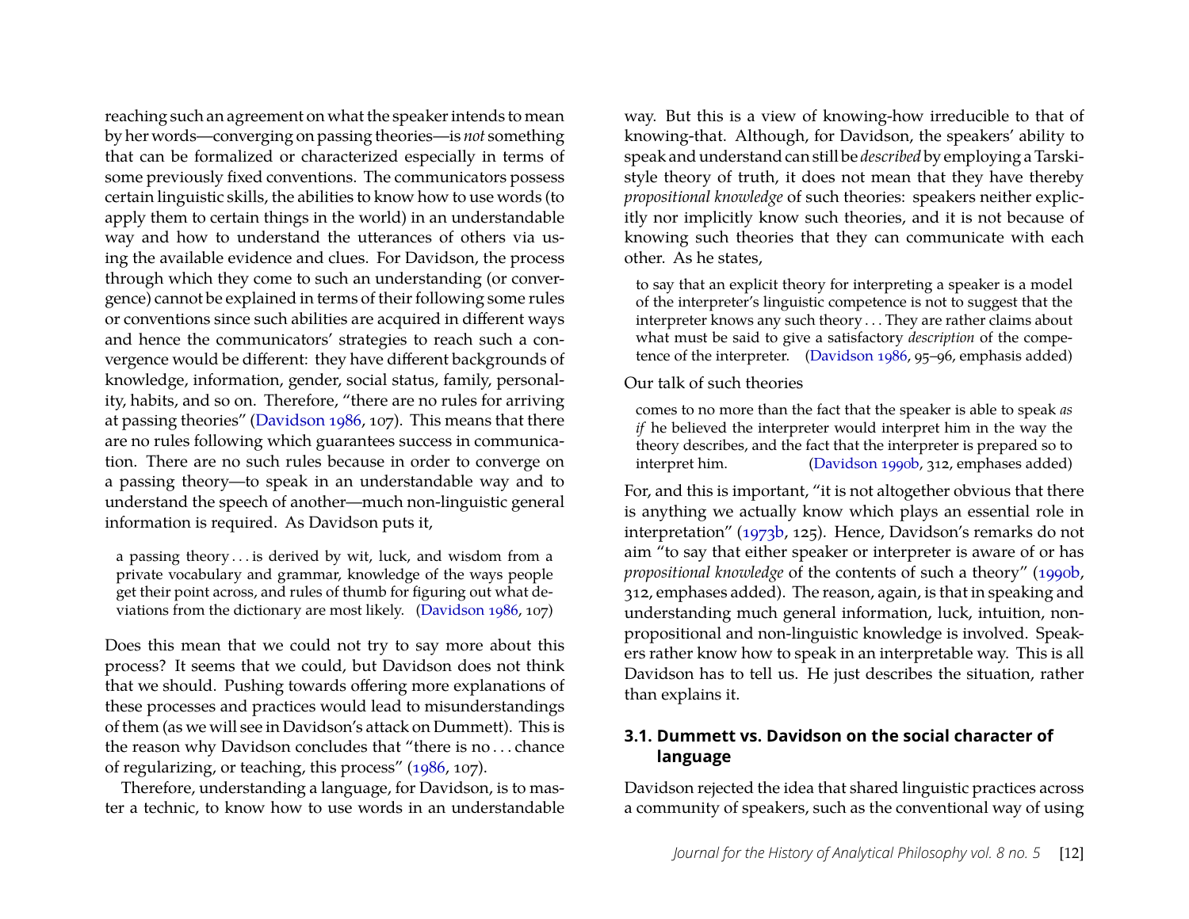reaching such an agreement on what the speaker intends to mean by her words—converging on passing theories—is *not* something that can be formalized or characterized especially in terms of some previously fixed conventions. The communicators possess certain linguistic skills, the abilities to know how to use words (to apply them to certain things in the world) in an understandable way and how to understand the utterances of others via using the available evidence and clues. For Davidson, the process through which they come to such an understanding (or convergence) cannot be explained in terms of their following some rules or conventions since such abilities are acquired in different ways and hence the communicators' strategies to reach such a convergence would be different: they have different backgrounds of knowledge, information, gender, social status, family, personality, habits, and so on. Therefore, "there are no rules for arriving at passing theories" (Davidson 1986, 107). This means that there are no rules following which guarantees success in communication. There are no such rules because in order to converge on a passing theory—to speak in an understandable way and to understand the speech of another—much non-linguistic general information is required. As Davidson puts it,

> a passing theory . . . is derived by wit, luck, and wisdom from a private vocabulary and grammar, knowledge of the ways people get their point across, and rules of thumb for figuring out what deviations from the dictionary are most likely. (Davidson 1986, 107)

Does this mean that we could not try to say more about this process? It seems that we could, but Davidson does not think that we should. Pushing towards offering more explanations of these processes and practices would lead to misunderstandings of them (as we will see in Davidson's attack on Dummett). This is the reason why Davidson concludes that "there is no . . . chance of regularizing, or teaching, this process" (1986, 107).

Therefore, understanding a language, for Davidson, is to master a technic, to know how to use words in an understandable way. But this is a view of knowing-how irreducible to that of knowing-that. Although, for Davidson, the speakers' ability to speak and understand can still be *described* by employing a Tarski-style theory of truth, it does not mean that they have thereby *propositional knowledge* of such theories: speakers neither explicitly nor implicitly know such theories, and it is not because of knowing such theories that they can communicate with each other. As he states,

> to say that an explicit theory for interpreting a speaker is a model of the interpreter's linguistic competence is not to suggest that the interpreter knows any such theory . . . They are rather claims about what must be said to give a satisfactory *description* of the competence of the interpreter. (Davidson 1986, 95–96, emphasis added)

Our talk of such theories

> comes to no more than the fact that the speaker is able to speak *as if* he believed the interpreter would interpret him in the way the theory describes, and the fact that the interpreter is prepared so to interpret him. (Davidson 1990b, 312, emphases added)

For, and this is important, "it is not altogether obvious that there is anything we actually know which plays an essential role in interpretation" (1973b, 125). Hence, Davidson's remarks do not aim "to say that either speaker or interpreter is aware of or has *propositional knowledge* of the contents of such a theory" (1990b, 312, emphases added). The reason, again, is that in speaking and understanding much general information, luck, intuition, non-propositional and non-linguistic knowledge is involved. Speakers rather know how to speak in an interpretable way. This is all Davidson has to tell us. He just describes the situation, rather than explains it.

### 3.1. Dummett vs. Davidson on the social character of language

Davidson rejected the idea that shared linguistic practices across a community of speakers, such as the conventional way of using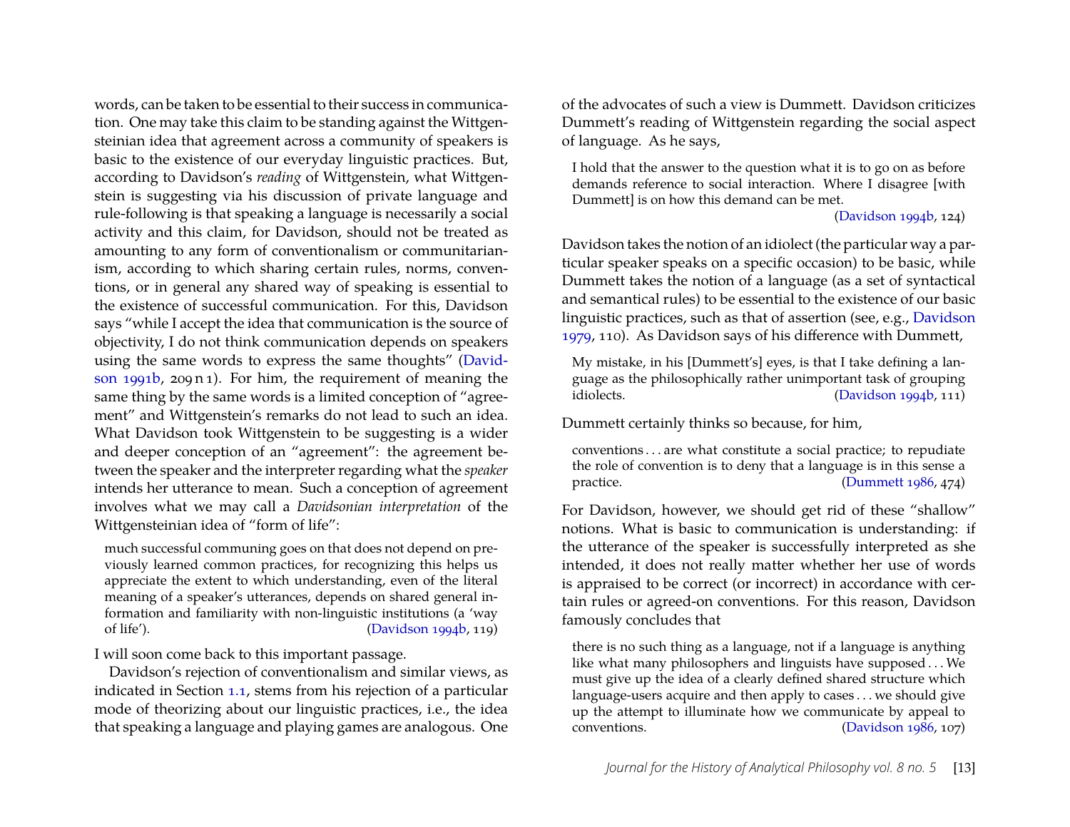words, can be taken to be essential to their success in communication. One may take this claim to be standing against the Wittgensteinian idea that agreement across a community of speakers is basic to the existence of our everyday linguistic practices. But, according to Davidson's *reading* of Wittgenstein, what Wittgenstein is suggesting via his discussion of private language and rule-following is that speaking a language is necessarily a social activity and this claim, for Davidson, should not be treated as amounting to any form of conventionalism or communitarianism, according to which sharing certain rules, norms, conventions, or in general any shared way of speaking is essential to the existence of successful communication. For this, Davidson says "while I accept the idea that communication is the source of objectivity, I do not think communication depends on speakers using the same words to express the same thoughts" (Davidson 1991b, 209 n 1). For him, the requirement of meaning the same thing by the same words is a limited conception of "agreement" and Wittgenstein's remarks do not lead to such an idea. What Davidson took Wittgenstein to be suggesting is a wider and deeper conception of an "agreement": the agreement between the speaker and the interpreter regarding what the *speaker* intends her utterance to mean. Such a conception of agreement involves what we may call a *Davidsonian interpretation* of the Wittgensteinian idea of "form of life":

> much successful communing goes on that does not depend on previously learned common practices, for recognizing this helps us appreciate the extent to which understanding, even of the literal meaning of a speaker's utterances, depends on shared general information and familiarity with non-linguistic institutions (a 'way of life'). (Davidson 1994b, 119)

I will soon come back to this important passage.

Davidson's rejection of conventionalism and similar views, as indicated in Section 1.1, stems from his rejection of a particular mode of theorizing about our linguistic practices, i.e., the idea that speaking a language and playing games are analogous. One of the advocates of such a view is Dummett. Davidson criticizes Dummett's reading of Wittgenstein regarding the social aspect of language. As he says,

> I hold that the answer to the question what it is to go on as before demands reference to social interaction. Where I disagree [with Dummett] is on how this demand can be met. (Davidson 1994b, 124)

Davidson takes the notion of an idiolect (the particular way a particular speaker speaks on a specific occasion) to be basic, while Dummett takes the notion of a language (as a set of syntactical and semantical rules) to be essential to the existence of our basic linguistic practices, such as that of assertion (see, e.g., Davidson 1979, 110). As Davidson says of his difference with Dummett,

> My mistake, in his [Dummett's] eyes, is that I take defining a language as the philosophically rather unimportant task of grouping idiolects. (Davidson 1994b, 111)

Dummett certainly thinks so because, for him,

> conventions . . . are what constitute a social practice; to repudiate the role of convention is to deny that a language is in this sense a practice. (Dummett 1986, 474)

For Davidson, however, we should get rid of these "shallow" notions. What is basic to communication is understanding: if the utterance of the speaker is successfully interpreted as she intended, it does not really matter whether her use of words is appraised to be correct (or incorrect) in accordance with certain rules or agreed-on conventions. For this reason, Davidson famously concludes that

> there is no such thing as a language, not if a language is anything like what many philosophers and linguists have supposed . . . We must give up the idea of a clearly defined shared structure which language-users acquire and then apply to cases . . . we should give up the attempt to illuminate how we communicate by appeal to conventions. (Davidson 1986, 107)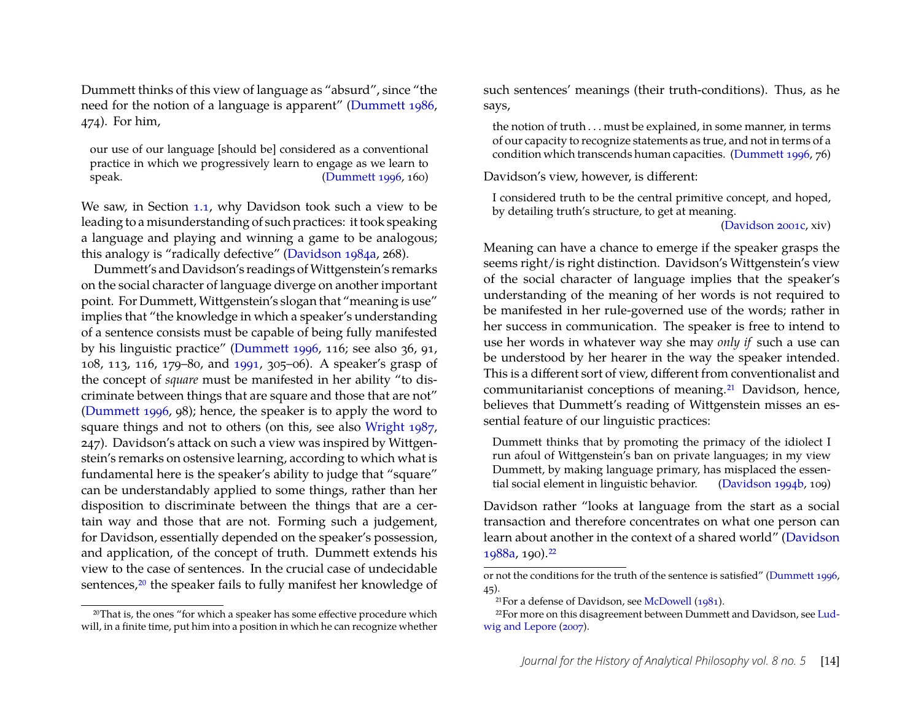Dummett thinks of this view of language as "absurd", since "the need for the notion of a language is apparent" (Dummett 1986, 474). For him,

> our use of our language [should be] considered as a conventional practice in which we progressively learn to engage as we learn to speak. (Dummett 1996, 160)

We saw, in Section 1.1, why Davidson took such a view to be leading to a misunderstanding of such practices: it took speaking a language and playing and winning a game to be analogous; this analogy is "radically defective" (Davidson 1984a, 268).

Dummett's and Davidson's readings of Wittgenstein's remarks on the social character of language diverge on another important point. For Dummett, Wittgenstein's slogan that "meaning is use" implies that "the knowledge in which a speaker's understanding of a sentence consists must be capable of being fully manifested by his linguistic practice" (Dummett 1996, 116; see also 36, 91, 108, 113, 116, 179–80, and 1991, 305–06). A speaker's grasp of the concept of *square* must be manifested in her ability "to discriminate between things that are square and those that are not" (Dummett 1996, 98); hence, the speaker is to apply the word to square things and not to others (on this, see also Wright 1987, 247). Davidson's attack on such a view was inspired by Wittgenstein's remarks on ostensive learning, according to which what is fundamental here is the speaker's ability to judge that "square" can be understandably applied to some things, rather than her disposition to discriminate between the things that are a certain way and those that are not. Forming such a judgement, for Davidson, essentially depended on the speaker's possession, and application, of the concept of truth. Dummett extends his view to the case of sentences. In the crucial case of undecidable sentences,[20] the speaker fails to fully manifest her knowledge of such sentences' meanings (their truth-conditions). Thus, as he says,

> the notion of truth . . . must be explained, in some manner, in terms of our capacity to recognize statements as true, and not in terms of a condition which transcends human capacities. (Dummett 1996, 76)

Davidson's view, however, is different:

> I considered truth to be the central primitive concept, and hoped, by detailing truth's structure, to get at meaning. (Davidson 2001c, xiv)

Meaning can have a chance to emerge if the speaker grasps the seems right/is right distinction. Davidson's Wittgenstein's view of the social character of language implies that the speaker's understanding of the meaning of her words is not required to be manifested in her rule-governed use of the words; rather in her success in communication. The speaker is free to intend to use her words in whatever way she may *only if* such a use can be understood by her hearer in the way the speaker intended. This is a different sort of view, different from conventionalist and communitarianist conceptions of meaning.[21] Davidson, hence, believes that Dummett's reading of Wittgenstein misses an essential feature of our linguistic practices:

> Dummett thinks that by promoting the primacy of the idiolect I run afoul of Wittgenstein's ban on private languages; in my view Dummett, by making language primary, has misplaced the essential social element in linguistic behavior. (Davidson 1994b, 109)

Davidson rather "looks at language from the start as a social transaction and therefore concentrates on what one person can learn about another in the context of a shared world" (Davidson 1988a, 190).[22]

---

[20] That is, the ones "for which a speaker has some effective procedure which will, in a finite time, put him into a position in which he can recognize whether or not the conditions for the truth of the sentence is satisfied" (Dummett 1996, 45).

[21] For a defense of Davidson, see McDowell (1981).

[22] For more on this disagreement between Dummett and Davidson, see Ludwig and Lepore (2007).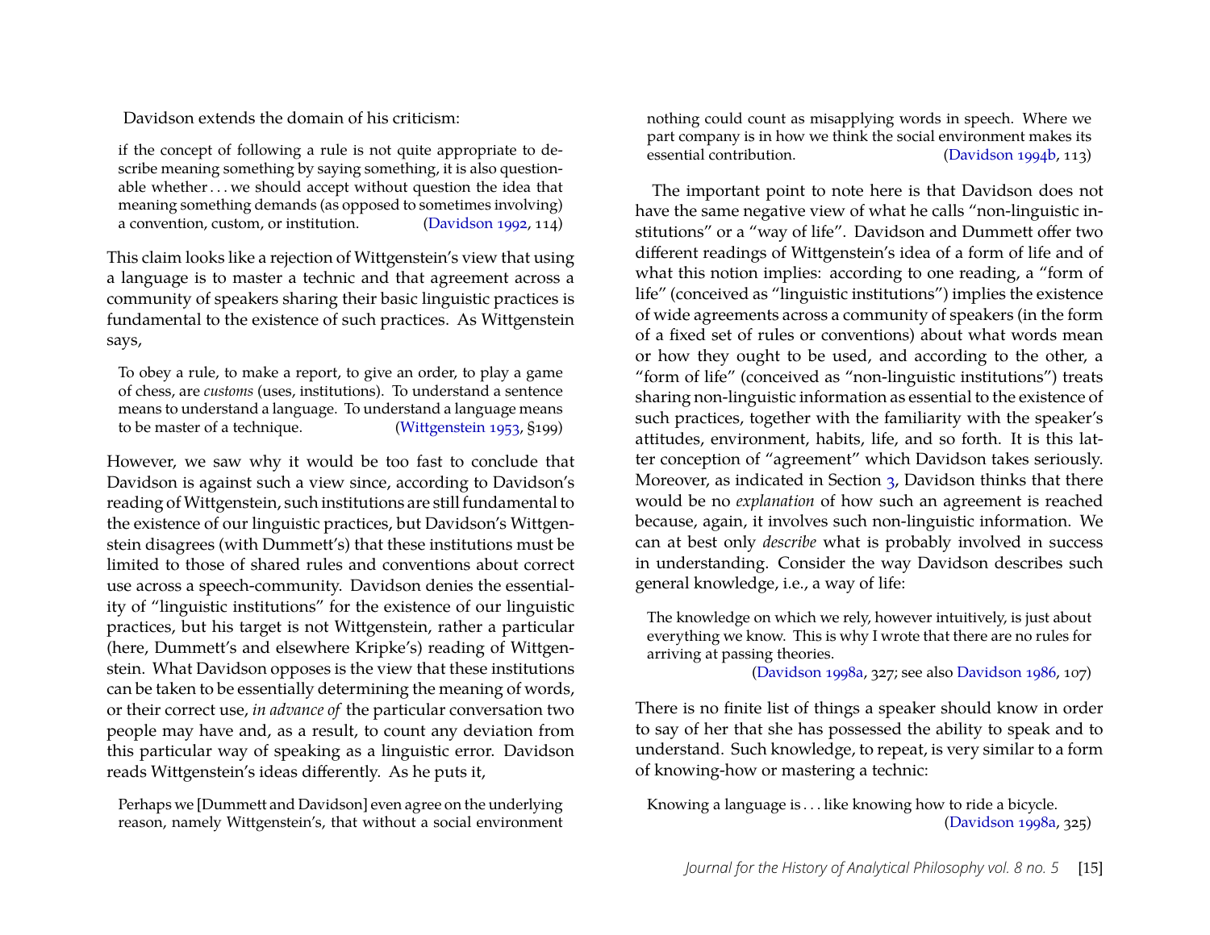Davidson extends the domain of his criticism:

> if the concept of following a rule is not quite appropriate to describe meaning something by saying something, it is also questionable whether . . . we should accept without question the idea that meaning something demands (as opposed to sometimes involving) a convention, custom, or institution. (Davidson 1992, 114)

This claim looks like a rejection of Wittgenstein's view that using a language is to master a technic and that agreement across a community of speakers sharing their basic linguistic practices is fundamental to the existence of such practices. As Wittgenstein says,

> To obey a rule, to make a report, to give an order, to play a game of chess, are *customs* (uses, institutions). To understand a sentence means to understand a language. To understand a language means to be master of a technique. (Wittgenstein 1953, §199)

However, we saw why it would be too fast to conclude that Davidson is against such a view since, according to Davidson's reading of Wittgenstein, such institutions are still fundamental to the existence of our linguistic practices, but Davidson's Wittgenstein disagrees (with Dummett's) that these institutions must be limited to those of shared rules and conventions about correct use across a speech-community. Davidson denies the essentiality of "linguistic institutions" for the existence of our linguistic practices, but his target is not Wittgenstein, rather a particular (here, Dummett's and elsewhere Kripke's) reading of Wittgenstein. What Davidson opposes is the view that these institutions can be taken to be essentially determining the meaning of words, or their correct use, *in advance of* the particular conversation two people may have and, as a result, to count any deviation from this particular way of speaking as a linguistic error. Davidson reads Wittgenstein's ideas differently. As he puts it,

> Perhaps we [Dummett and Davidson] even agree on the underlying reason, namely Wittgenstein's, that without a social environment nothing could count as misapplying words in speech. Where we part company is in how we think the social environment makes its essential contribution. (Davidson 1994b, 113)

The important point to note here is that Davidson does not have the same negative view of what he calls "non-linguistic institutions" or a "way of life". Davidson and Dummett offer two different readings of Wittgenstein's idea of a form of life and of what this notion implies: according to one reading, a "form of life" (conceived as "linguistic institutions") implies the existence of wide agreements across a community of speakers (in the form of a fixed set of rules or conventions) about what words mean or how they ought to be used, and according to the other, a "form of life" (conceived as "non-linguistic institutions") treats sharing non-linguistic information as essential to the existence of such practices, together with the familiarity with the speaker's attitudes, environment, habits, life, and so forth. It is this latter conception of "agreement" which Davidson takes seriously. Moreover, as indicated in Section 3, Davidson thinks that there would be no *explanation* of how such an agreement is reached because, again, it involves such non-linguistic information. We can at best only *describe* what is probably involved in success in understanding. Consider the way Davidson describes such general knowledge, i.e., a way of life:

> The knowledge on which we rely, however intuitively, is just about everything we know. This is why I wrote that there are no rules for arriving at passing theories. (Davidson 1998a, 327; see also Davidson 1986, 107)

There is no finite list of things a speaker should know in order to say of her that she has possessed the ability to speak and to understand. Such knowledge, to repeat, is very similar to a form of knowing-how or mastering a technic:

> Knowing a language is . . . like knowing how to ride a bicycle. (Davidson 1998a, 325)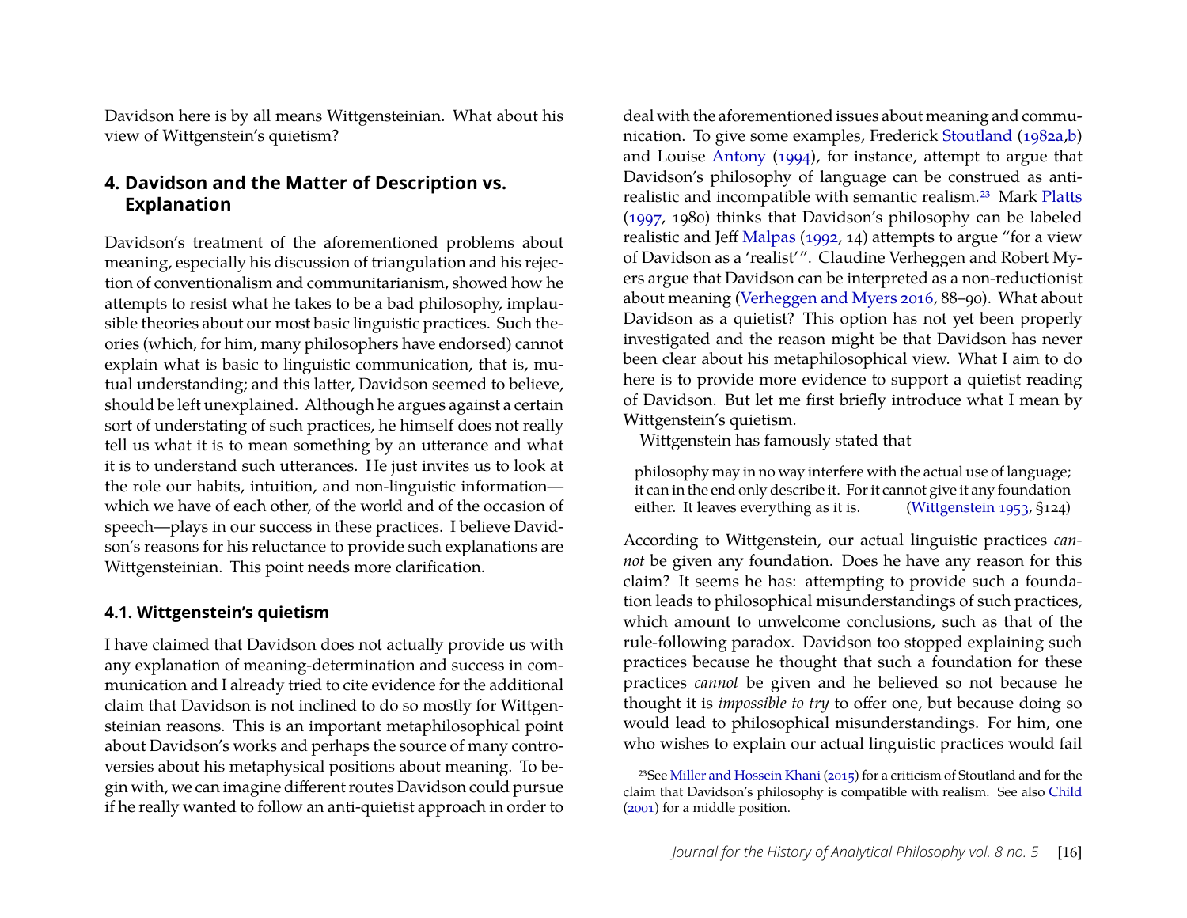Davidson here is by all means Wittgensteinian. What about his view of Wittgenstein's quietism?

## 4. Davidson and the Matter of Description vs. Explanation

Davidson's treatment of the aforementioned problems about meaning, especially his discussion of triangulation and his rejection of conventionalism and communitarianism, showed how he attempts to resist what he takes to be a bad philosophy, implausible theories about our most basic linguistic practices. Such theories (which, for him, many philosophers have endorsed) cannot explain what is basic to linguistic communication, that is, mutual understanding; and this latter, Davidson seemed to believe, should be left unexplained. Although he argues against a certain sort of understating of such practices, he himself does not really tell us what it is to mean something by an utterance and what it is to understand such utterances. He just invites us to look at the role our habits, intuition, and non-linguistic information—which we have of each other, of the world and of the occasion of speech—plays in our success in these practices. I believe Davidson's reasons for his reluctance to provide such explanations are Wittgensteinian. This point needs more clarification.

### 4.1. Wittgenstein's quietism

I have claimed that Davidson does not actually provide us with any explanation of meaning-determination and success in communication and I already tried to cite evidence for the additional claim that Davidson is not inclined to do so mostly for Wittgensteinian reasons. This is an important metaphilosophical point about Davidson's works and perhaps the source of many controversies about his metaphysical positions about meaning. To begin with, we can imagine different routes Davidson could pursue if he really wanted to follow an anti-quietist approach in order to deal with the aforementioned issues about meaning and communication. To give some examples, Frederick Stoutland (1982a,b) and Louise Antony (1994), for instance, attempt to argue that Davidson's philosophy of language can be construed as anti-realistic and incompatible with semantic realism.[23] Mark Platts (1997, 1980) thinks that Davidson's philosophy can be labeled realistic and Jeff Malpas (1992, 14) attempts to argue "for a view of Davidson as a 'realist'". Claudine Verheggen and Robert Myers argue that Davidson can be interpreted as a non-reductionist about meaning (Verheggen and Myers 2016, 88–90). What about Davidson as a quietist? This option has not yet been properly investigated and the reason might be that Davidson has never been clear about his metaphilosophical view. What I aim to do here is to provide more evidence to support a quietist reading of Davidson. But let me first briefly introduce what I mean by Wittgenstein's quietism.

Wittgenstein has famously stated that

> philosophy may in no way interfere with the actual use of language; it can in the end only describe it. For it cannot give it any foundation either. It leaves everything as it is. (Wittgenstein 1953, §124)

According to Wittgenstein, our actual linguistic practices *cannot* be given any foundation. Does he have any reason for this claim? It seems he has: attempting to provide such a foundation leads to philosophical misunderstandings of such practices, which amount to unwelcome conclusions, such as that of the rule-following paradox. Davidson too stopped explaining such practices because he thought that such a foundation for these practices *cannot* be given and he believed so not because he thought it is *impossible to try* to offer one, but because doing so would lead to philosophical misunderstandings. For him, one who wishes to explain our actual linguistic practices would fail

[23]See Miller and Hossein Khani (2015) for a criticism of Stoutland and for the claim that Davidson's philosophy is compatible with realism. See also Child (2001) for a middle position.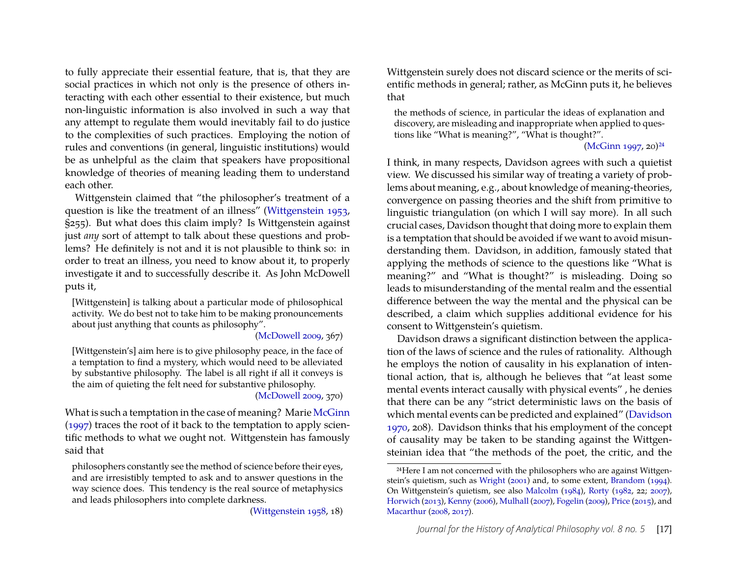to fully appreciate their essential feature, that is, that they are social practices in which not only is the presence of others interacting with each other essential to their existence, but much non-linguistic information is also involved in such a way that any attempt to regulate them would inevitably fail to do justice to the complexities of such practices. Employing the notion of rules and conventions (in general, linguistic institutions) would be as unhelpful as the claim that speakers have propositional knowledge of theories of meaning leading them to understand each other.

Wittgenstein claimed that "the philosopher's treatment of a question is like the treatment of an illness" (Wittgenstein 1953, §255). But what does this claim imply? Is Wittgenstein against just *any* sort of attempt to talk about these questions and problems? He definitely is not and it is not plausible to think so: in order to treat an illness, you need to know about it, to properly investigate it and to successfully describe it. As John McDowell puts it,

> [Wittgenstein] is talking about a particular mode of philosophical activity. We do best not to take him to be making pronouncements about just anything that counts as philosophy".
>
> (McDowell 2009, 367)

> [Wittgenstein's] aim here is to give philosophy peace, in the face of a temptation to find a mystery, which would need to be alleviated by substantive philosophy. The label is all right if all it conveys is the aim of quieting the felt need for substantive philosophy.
>
> (McDowell 2009, 370)

What is such a temptation in the case of meaning? Marie McGinn (1997) traces the root of it back to the temptation to apply scientific methods to what we ought not. Wittgenstein has famously said that

> philosophers constantly see the method of science before their eyes, and are irresistibly tempted to ask and to answer questions in the way science does. This tendency is the real source of metaphysics and leads philosophers into complete darkness.
>
> (Wittgenstein 1958, 18)

Wittgenstein surely does not discard science or the merits of scientific methods in general; rather, as McGinn puts it, he believes that

> the methods of science, in particular the ideas of explanation and discovery, are misleading and inappropriate when applied to questions like "What is meaning?", "What is thought?".
>
> (McGinn 1997, 20)[24]

I think, in many respects, Davidson agrees with such a quietist view. We discussed his similar way of treating a variety of problems about meaning, e.g., about knowledge of meaning-theories, convergence on passing theories and the shift from primitive to linguistic triangulation (on which I will say more). In all such crucial cases, Davidson thought that doing more to explain them is a temptation that should be avoided if we want to avoid misunderstanding them. Davidson, in addition, famously stated that applying the methods of science to the questions like "What is meaning?" and "What is thought?" is misleading. Doing so leads to misunderstanding of the mental realm and the essential difference between the way the mental and the physical can be described, a claim which supplies additional evidence for his consent to Wittgenstein's quietism.

Davidson draws a significant distinction between the application of the laws of science and the rules of rationality. Although he employs the notion of causality in his explanation of intentional action, that is, although he believes that "at least some mental events interact causally with physical events" , he denies that there can be any "strict deterministic laws on the basis of which mental events can be predicted and explained" (Davidson 1970, 208). Davidson thinks that his employment of the concept of causality may be taken to be standing against the Wittgensteinian idea that "the methods of the poet, the critic, and the

[24] Here I am not concerned with the philosophers who are against Wittgenstein's quietism, such as Wright (2001) and, to some extent, Brandom (1994). On Wittgenstein's quietism, see also Malcolm (1984), Rorty (1982, 22; 2007), Horwich (2013), Kenny (2006), Mulhall (2007), Fogelin (2009), Price (2015), and Macarthur (2008, 2017).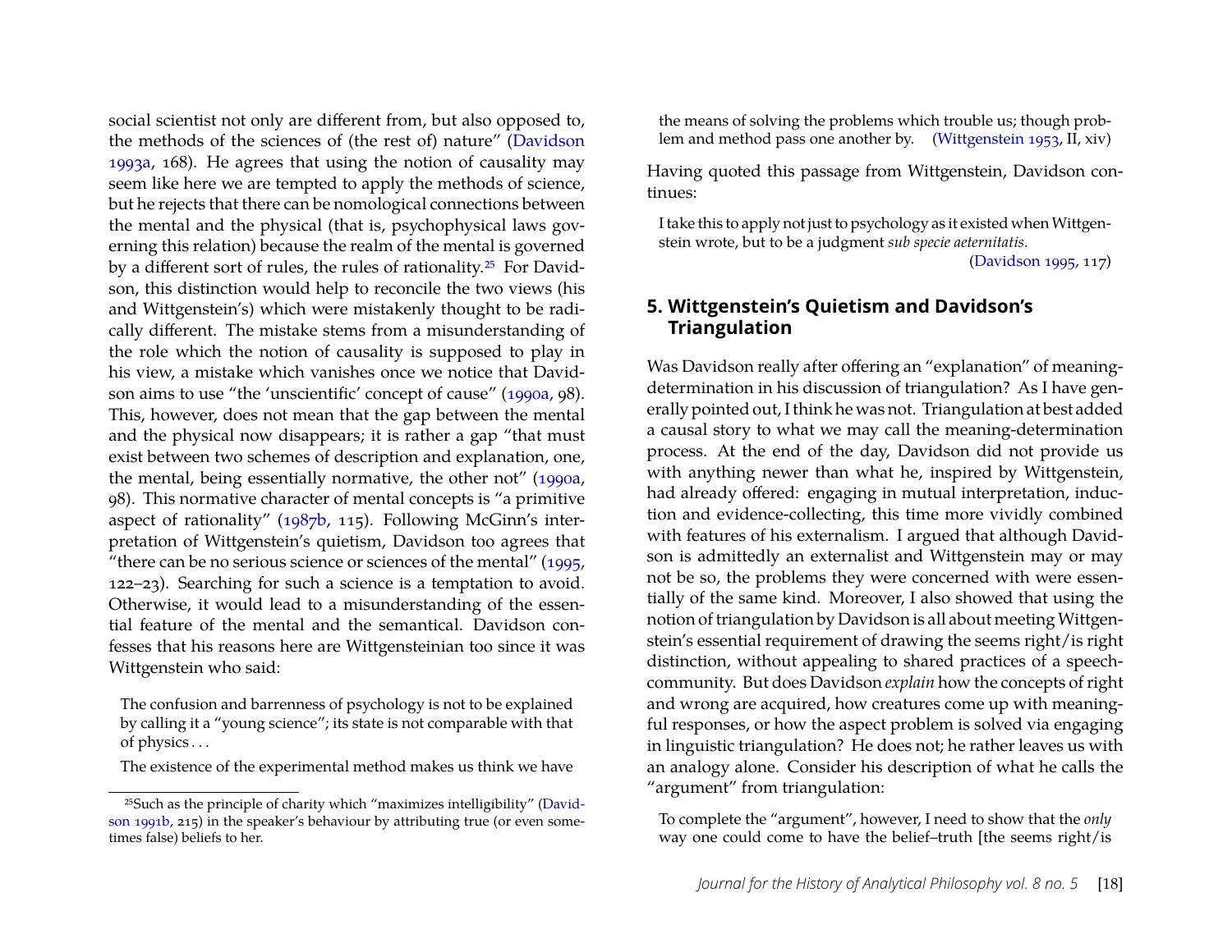social scientist not only are different from, but also opposed to, the methods of the sciences of (the rest of) nature" (Davidson 1993a, 168). He agrees that using the notion of causality may seem like here we are tempted to apply the methods of science, but he rejects that there can be nomological connections between the mental and the physical (that is, psychophysical laws governing this relation) because the realm of the mental is governed by a different sort of rules, the rules of rationality.[25] For Davidson, this distinction would help to reconcile the two views (his and Wittgenstein's) which were mistakenly thought to be radically different. The mistake stems from a misunderstanding of the role which the notion of causality is supposed to play in his view, a mistake which vanishes once we notice that Davidson aims to use "the 'unscientific' concept of cause" (1990a, 98). This, however, does not mean that the gap between the mental and the physical now disappears; it is rather a gap "that must exist between two schemes of description and explanation, one, the mental, being essentially normative, the other not" (1990a, 98). This normative character of mental concepts is "a primitive aspect of rationality" (1987b, 115). Following McGinn's interpretation of Wittgenstein's quietism, Davidson too agrees that "there can be no serious science or sciences of the mental" (1995, 122–23). Searching for such a science is a temptation to avoid. Otherwise, it would lead to a misunderstanding of the essential feature of the mental and the semantical. Davidson confesses that his reasons here are Wittgensteinian too since it was Wittgenstein who said:

> The confusion and barrenness of psychology is not to be explained by calling it a "young science"; its state is not comparable with that of physics . . .
>
> The existence of the experimental method makes us think we have the means of solving the problems which trouble us; though problem and method pass one another by. (Wittgenstein 1953, II, xiv)

Having quoted this passage from Wittgenstein, Davidson continues:

> I take this to apply not just to psychology as it existed when Wittgenstein wrote, but to be a judgment *sub specie aeternitatis*. (Davidson 1995, 117)

## 5. Wittgenstein's Quietism and Davidson's Triangulation

Was Davidson really after offering an "explanation" of meaning-determination in his discussion of triangulation? As I have generally pointed out, I think he was not. Triangulation at best added a causal story to what we may call the meaning-determination process. At the end of the day, Davidson did not provide us with anything newer than what he, inspired by Wittgenstein, had already offered: engaging in mutual interpretation, induction and evidence-collecting, this time more vividly combined with features of his externalism. I argued that although Davidson is admittedly an externalist and Wittgenstein may or may not be so, the problems they were concerned with were essentially of the same kind. Moreover, I also showed that using the notion of triangulation by Davidson is all about meeting Wittgenstein's essential requirement of drawing the seems right/is right distinction, without appealing to shared practices of a speech-community. But does Davidson *explain* how the concepts of right and wrong are acquired, how creatures come up with meaningful responses, or how the aspect problem is solved via engaging in linguistic triangulation? He does not; he rather leaves us with an analogy alone. Consider his description of what he calls the "argument" from triangulation:

> To complete the "argument", however, I need to show that the *only* way one could come to have the belief–truth [the seems right/is

[25] Such as the principle of charity which "maximizes intelligibility" (Davidson 1991b, 215) in the speaker's behaviour by attributing true (or even sometimes false) beliefs to her.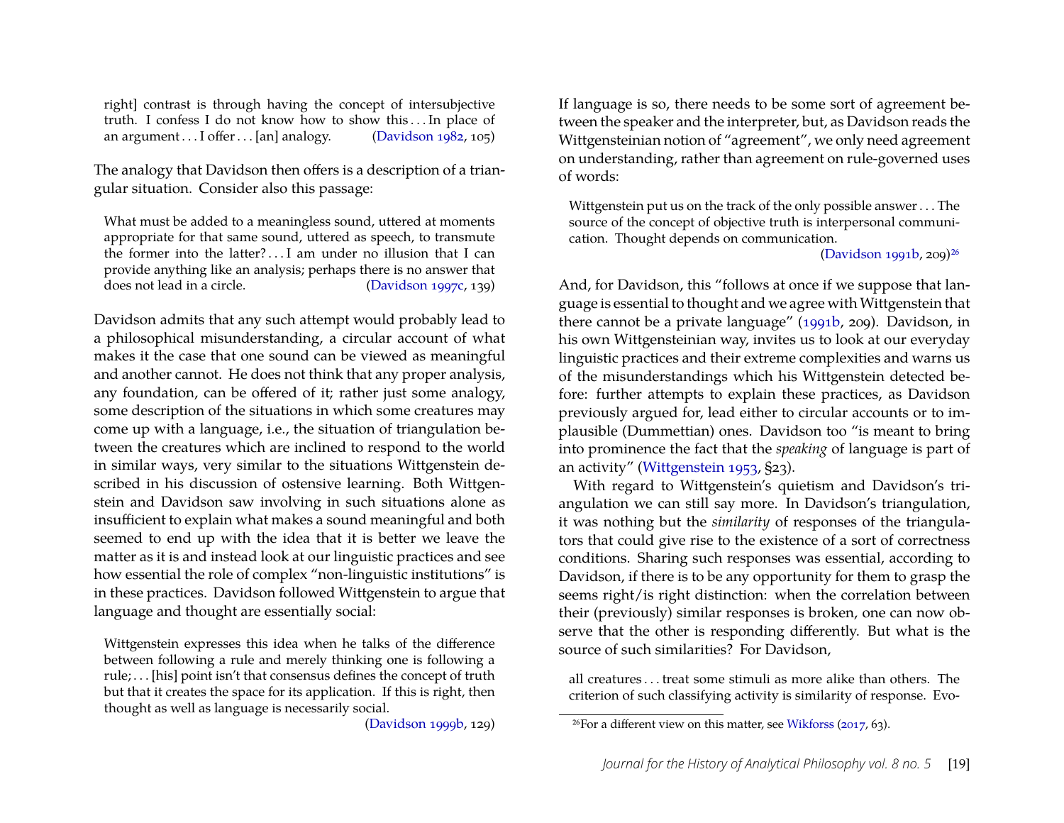> right] contrast is through having the concept of intersubjective truth. I confess I do not know how to show this . . . In place of an argument . . . I offer . . . [an] analogy. (Davidson 1982, 105)

The analogy that Davidson then offers is a description of a triangular situation. Consider also this passage:

> What must be added to a meaningless sound, uttered at moments appropriate for that same sound, uttered as speech, to transmute the former into the latter? . . . I am under no illusion that I can provide anything like an analysis; perhaps there is no answer that does not lead in a circle. (Davidson 1997c, 139)

Davidson admits that any such attempt would probably lead to a philosophical misunderstanding, a circular account of what makes it the case that one sound can be viewed as meaningful and another cannot. He does not think that any proper analysis, any foundation, can be offered of it; rather just some analogy, some description of the situations in which some creatures may come up with a language, i.e., the situation of triangulation between the creatures which are inclined to respond to the world in similar ways, very similar to the situations Wittgenstein described in his discussion of ostensive learning. Both Wittgenstein and Davidson saw involving in such situations alone as insufficient to explain what makes a sound meaningful and both seemed to end up with the idea that it is better we leave the matter as it is and instead look at our linguistic practices and see how essential the role of complex "non-linguistic institutions" is in these practices. Davidson followed Wittgenstein to argue that language and thought are essentially social:

> Wittgenstein expresses this idea when he talks of the difference between following a rule and merely thinking one is following a rule; . . . [his] point isn't that consensus defines the concept of truth but that it creates the space for its application. If this is right, then thought as well as language is necessarily social. (Davidson 1999b, 129)

If language is so, there needs to be some sort of agreement between the speaker and the interpreter, but, as Davidson reads the Wittgensteinian notion of "agreement", we only need agreement on understanding, rather than agreement on rule-governed uses of words:

> Wittgenstein put us on the track of the only possible answer . . . The source of the concept of objective truth is interpersonal communication. Thought depends on communication. (Davidson 1991b, 209)[26]

And, for Davidson, this "follows at once if we suppose that language is essential to thought and we agree with Wittgenstein that there cannot be a private language" (1991b, 209). Davidson, in his own Wittgensteinian way, invites us to look at our everyday linguistic practices and their extreme complexities and warns us of the misunderstandings which his Wittgenstein detected before: further attempts to explain these practices, as Davidson previously argued for, lead either to circular accounts or to implausible (Dummettian) ones. Davidson too "is meant to bring into prominence the fact that the *speaking* of language is part of an activity" (Wittgenstein 1953, §23).

With regard to Wittgenstein's quietism and Davidson's triangulation we can still say more. In Davidson's triangulation, it was nothing but the *similarity* of responses of the triangulators that could give rise to the existence of a sort of correctness conditions. Sharing such responses was essential, according to Davidson, if there is to be any opportunity for them to grasp the seems right/is right distinction: when the correlation between their (previously) similar responses is broken, one can now observe that the other is responding differently. But what is the source of such similarities? For Davidson,

> all creatures . . . treat some stimuli as more alike than others. The criterion of such classifying activity is similarity of response. Evo-

[26] For a different view on this matter, see Wikforss (2017, 63).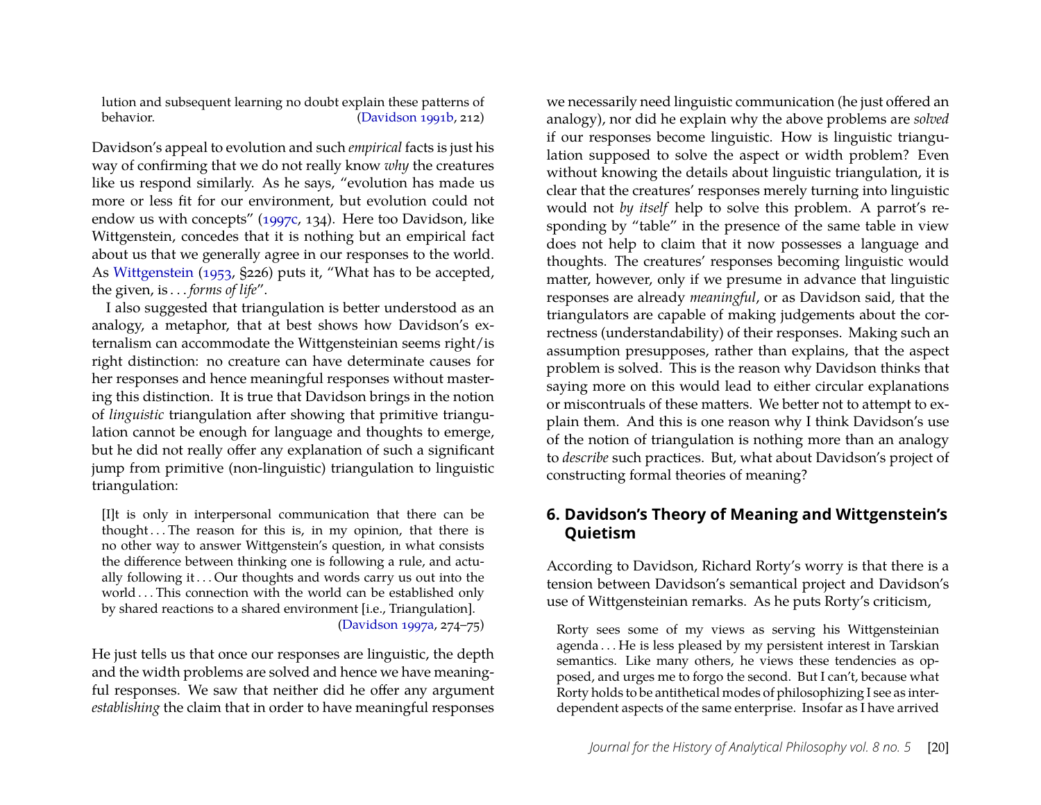lution and subsequent learning no doubt explain these patterns of behavior. (Davidson 1991b, 212)

Davidson's appeal to evolution and such *empirical* facts is just his way of confirming that we do not really know *why* the creatures like us respond similarly. As he says, "evolution has made us more or less fit for our environment, but evolution could not endow us with concepts" (1997c, 134). Here too Davidson, like Wittgenstein, concedes that it is nothing but an empirical fact about us that we generally agree in our responses to the world. As Wittgenstein (1953, §226) puts it, "What has to be accepted, the given, is . . . *forms of life*".

I also suggested that triangulation is better understood as an analogy, a metaphor, that at best shows how Davidson's externalism can accommodate the Wittgensteinian seems right/is right distinction: no creature can have determinate causes for her responses and hence meaningful responses without mastering this distinction. It is true that Davidson brings in the notion of *linguistic* triangulation after showing that primitive triangulation cannot be enough for language and thoughts to emerge, but he did not really offer any explanation of such a significant jump from primitive (non-linguistic) triangulation to linguistic triangulation:

> [I]t is only in interpersonal communication that there can be thought . . . The reason for this is, in my opinion, that there is no other way to answer Wittgenstein's question, in what consists the difference between thinking one is following a rule, and actually following it . . . Our thoughts and words carry us out into the world . . . This connection with the world can be established only by shared reactions to a shared environment [i.e., Triangulation]. (Davidson 1997a, 274–75)

He just tells us that once our responses are linguistic, the depth and the width problems are solved and hence we have meaningful responses. We saw that neither did he offer any argument *establishing* the claim that in order to have meaningful responses we necessarily need linguistic communication (he just offered an analogy), nor did he explain why the above problems are *solved* if our responses become linguistic. How is linguistic triangulation supposed to solve the aspect or width problem? Even without knowing the details about linguistic triangulation, it is clear that the creatures' responses merely turning into linguistic would not *by itself* help to solve this problem. A parrot's responding by "table" in the presence of the same table in view does not help to claim that it now possesses a language and thoughts. The creatures' responses becoming linguistic would matter, however, only if we presume in advance that linguistic responses are already *meaningful*, or as Davidson said, that the triangulators are capable of making judgements about the correctness (understandability) of their responses. Making such an assumption presupposes, rather than explains, that the aspect problem is solved. This is the reason why Davidson thinks that saying more on this would lead to either circular explanations or miscontruals of these matters. We better not to attempt to explain them. And this is one reason why I think Davidson's use of the notion of triangulation is nothing more than an analogy to *describe* such practices. But, what about Davidson's project of constructing formal theories of meaning?

## 6. Davidson's Theory of Meaning and Wittgenstein's Quietism

According to Davidson, Richard Rorty's worry is that there is a tension between Davidson's semantical project and Davidson's use of Wittgensteinian remarks. As he puts Rorty's criticism,

> Rorty sees some of my views as serving his Wittgensteinian agenda . . . He is less pleased by my persistent interest in Tarskian semantics. Like many others, he views these tendencies as opposed, and urges me to forgo the second. But I can't, because what Rorty holds to be antithetical modes of philosophizing I see as interdependent aspects of the same enterprise. Insofar as I have arrived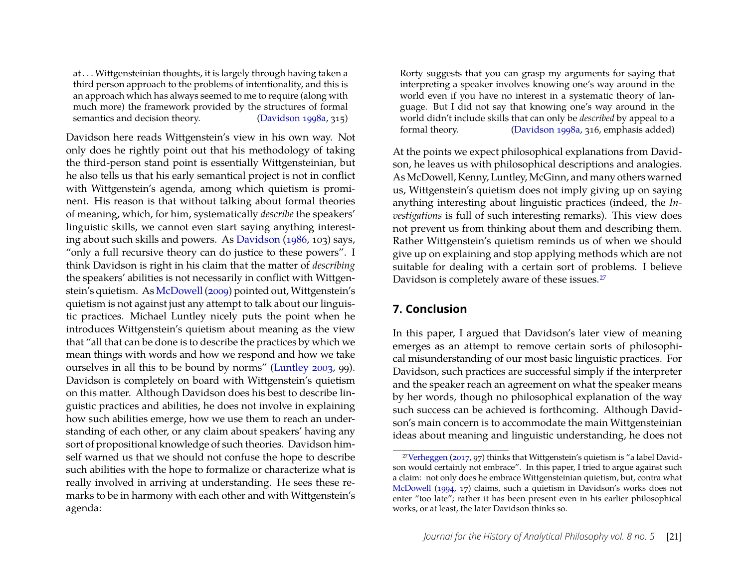> at . . . Wittgensteinian thoughts, it is largely through having taken a third person approach to the problems of intentionality, and this is an approach which has always seemed to me to require (along with much more) the framework provided by the structures of formal semantics and decision theory. (Davidson 1998a, 315)

Davidson here reads Wittgenstein's view in his own way. Not only does he rightly point out that his methodology of taking the third-person stand point is essentially Wittgensteinian, but he also tells us that his early semantical project is not in conflict with Wittgenstein's agenda, among which quietism is prominent. His reason is that without talking about formal theories of meaning, which, for him, systematically *describe* the speakers' linguistic skills, we cannot even start saying anything interesting about such skills and powers. As Davidson (1986, 103) says, "only a full recursive theory can do justice to these powers". I think Davidson is right in his claim that the matter of *describing* the speakers' abilities is not necessarily in conflict with Wittgenstein's quietism. As McDowell (2009) pointed out, Wittgenstein's quietism is not against just any attempt to talk about our linguistic practices. Michael Luntley nicely puts the point when he introduces Wittgenstein's quietism about meaning as the view that "all that can be done is to describe the practices by which we mean things with words and how we respond and how we take ourselves in all this to be bound by norms" (Luntley 2003, 99). Davidson is completely on board with Wittgenstein's quietism on this matter. Although Davidson does his best to describe linguistic practices and abilities, he does not involve in explaining how such abilities emerge, how we use them to reach an understanding of each other, or any claim about speakers' having any sort of propositional knowledge of such theories. Davidson himself warned us that we should not confuse the hope to describe such abilities with the hope to formalize or characterize what is really involved in arriving at understanding. He sees these remarks to be in harmony with each other and with Wittgenstein's agenda:

> Rorty suggests that you can grasp my arguments for saying that interpreting a speaker involves knowing one's way around in the world even if you have no interest in a systematic theory of language. But I did not say that knowing one's way around in the world didn't include skills that can only be *described* by appeal to a formal theory. (Davidson 1998a, 316, emphasis added)

At the points we expect philosophical explanations from Davidson, he leaves us with philosophical descriptions and analogies. As McDowell, Kenny, Luntley, McGinn, and many others warned us, Wittgenstein's quietism does not imply giving up on saying anything interesting about linguistic practices (indeed, the *Investigations* is full of such interesting remarks). This view does not prevent us from thinking about them and describing them. Rather Wittgenstein's quietism reminds us of when we should give up on explaining and stop applying methods which are not suitable for dealing with a certain sort of problems. I believe Davidson is completely aware of these issues.[27]

## 7. Conclusion

In this paper, I argued that Davidson's later view of meaning emerges as an attempt to remove certain sorts of philosophical misunderstanding of our most basic linguistic practices. For Davidson, such practices are successful simply if the interpreter and the speaker reach an agreement on what the speaker means by her words, though no philosophical explanation of the way such success can be achieved is forthcoming. Although Davidson's main concern is to accommodate the main Wittgensteinian ideas about meaning and linguistic understanding, he does not

[27] Verheggen (2017, 97) thinks that Wittgenstein's quietism is "a label Davidson would certainly not embrace". In this paper, I tried to argue against such a claim: not only does he embrace Wittgensteinian quietism, but, contra what McDowell (1994, 17) claims, such a quietism in Davidson's works does not enter "too late"; rather it has been present even in his earlier philosophical works, or at least, the later Davidson thinks so.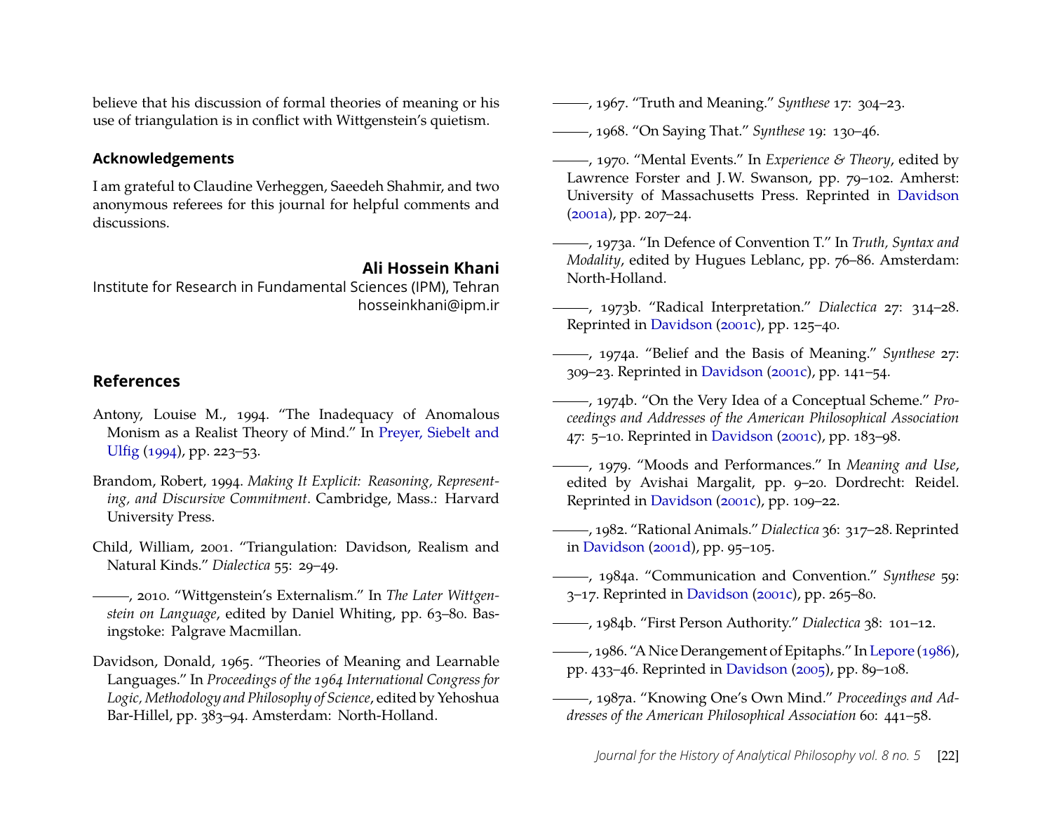believe that his discussion of formal theories of meaning or his use of triangulation is in conflict with Wittgenstein's quietism.

### Acknowledgements

I am grateful to Claudine Verheggen, Saeedeh Shahmir, and two anonymous referees for this journal for helpful comments and discussions.

**Ali Hossein Khani**
Institute for Research in Fundamental Sciences (IPM), Tehran
hosseinkhani@ipm.ir

### References

Antony, Louise M., 1994. "The Inadequacy of Anomalous Monism as a Realist Theory of Mind." In Preyer, Siebelt and Ulfig (1994), pp. 223–53.

Brandom, Robert, 1994. *Making It Explicit: Reasoning, Representing, and Discursive Commitment*. Cambridge, Mass.: Harvard University Press.

Child, William, 2001. "Triangulation: Davidson, Realism and Natural Kinds." *Dialectica* 55: 29–49.

———, 2010. "Wittgenstein's Externalism." In *The Later Wittgenstein on Language*, edited by Daniel Whiting, pp. 63–80. Basingstoke: Palgrave Macmillan.

Davidson, Donald, 1965. "Theories of Meaning and Learnable Languages." In *Proceedings of the 1964 International Congress for Logic, Methodology and Philosophy of Science*, edited by Yehoshua Bar-Hillel, pp. 383–94. Amsterdam: North-Holland.

———, 1967. "Truth and Meaning." *Synthese* 17: 304–23.

———, 1968. "On Saying That." *Synthese* 19: 130–46.

———, 1970. "Mental Events." In *Experience & Theory*, edited by Lawrence Forster and J. W. Swanson, pp. 79–102. Amherst: University of Massachusetts Press. Reprinted in Davidson (2001a), pp. 207–24.

———, 1973a. "In Defence of Convention T." In *Truth, Syntax and Modality*, edited by Hugues Leblanc, pp. 76–86. Amsterdam: North-Holland.

———, 1973b. "Radical Interpretation." *Dialectica* 27: 314–28. Reprinted in Davidson (2001c), pp. 125–40.

———, 1974a. "Belief and the Basis of Meaning." *Synthese* 27: 309–23. Reprinted in Davidson (2001c), pp. 141–54.

———, 1974b. "On the Very Idea of a Conceptual Scheme." *Proceedings and Addresses of the American Philosophical Association* 47: 5–10. Reprinted in Davidson (2001c), pp. 183–98.

———, 1979. "Moods and Performances." In *Meaning and Use*, edited by Avishai Margalit, pp. 9–20. Dordrecht: Reidel. Reprinted in Davidson (2001c), pp. 109–22.

———, 1982. "Rational Animals." *Dialectica* 36: 317–28. Reprinted in Davidson (2001d), pp. 95–105.

———, 1984a. "Communication and Convention." *Synthese* 59: 3–17. Reprinted in Davidson (2001c), pp. 265–80.

———, 1984b. "First Person Authority." *Dialectica* 38: 101–12.

———, 1986. "A Nice Derangement of Epitaphs." In Lepore (1986), pp. 433–46. Reprinted in Davidson (2005), pp. 89–108.

———, 1987a. "Knowing One's Own Mind." *Proceedings and Addresses of the American Philosophical Association* 60: 441–58.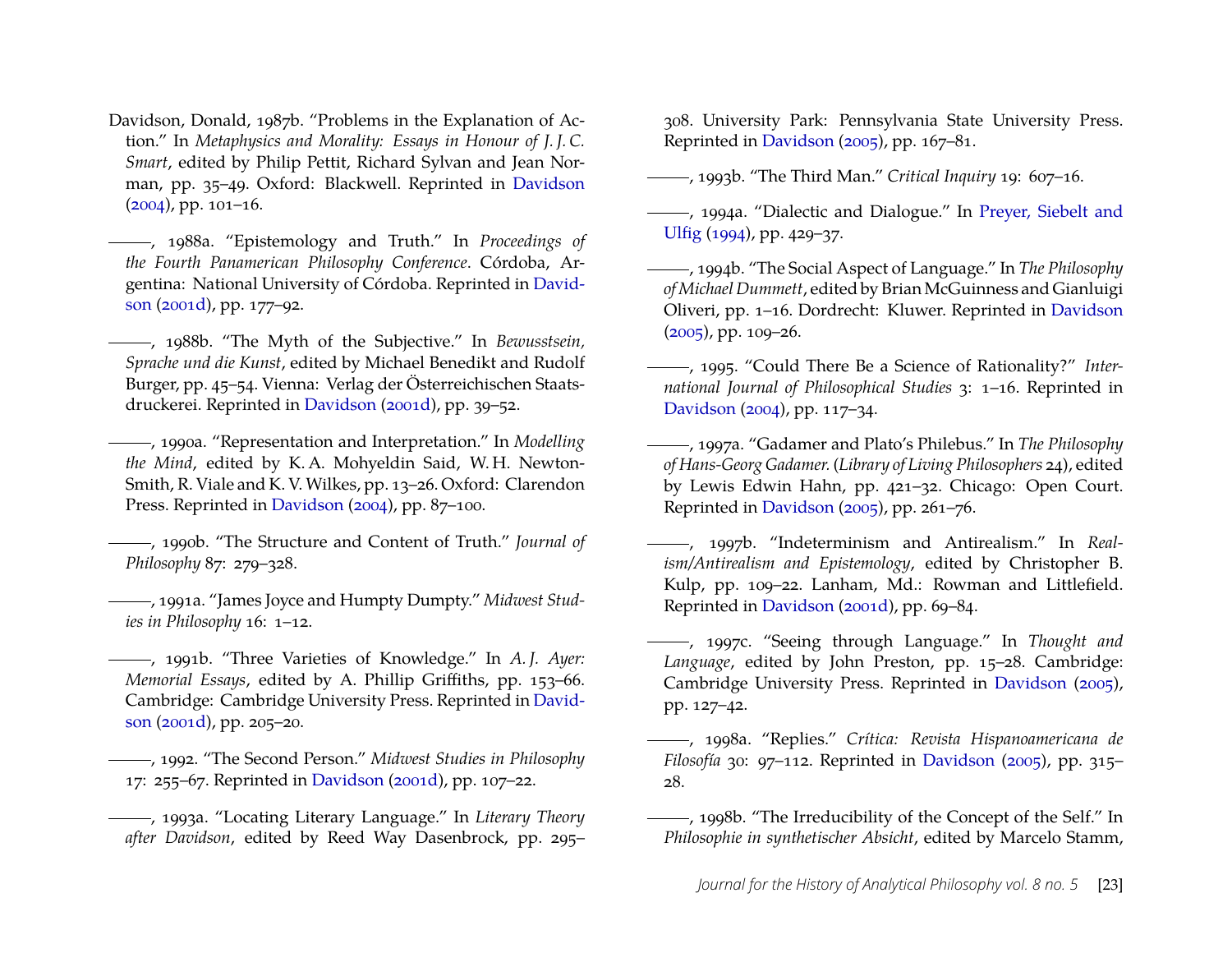Davidson, Donald, 1987b. "Problems in the Explanation of Action." In *Metaphysics and Morality: Essays in Honour of J. J. C. Smart*, edited by Philip Pettit, Richard Sylvan and Jean Norman, pp. 35–49. Oxford: Blackwell. Reprinted in Davidson (2004), pp. 101–16.

———, 1988a. "Epistemology and Truth." In *Proceedings of the Fourth Panamerican Philosophy Conference*. Córdoba, Argentina: National University of Córdoba. Reprinted in Davidson (2001d), pp. 177–92.

———, 1988b. "The Myth of the Subjective." In *Bewusstsein, Sprache und die Kunst*, edited by Michael Benedikt and Rudolf Burger, pp. 45–54. Vienna: Verlag der Österreichischen Staatsdruckerei. Reprinted in Davidson (2001d), pp. 39–52.

———, 1990a. "Representation and Interpretation." In *Modelling the Mind*, edited by K. A. Mohyeldin Said, W. H. Newton-Smith, R. Viale and K. V. Wilkes, pp. 13–26. Oxford: Clarendon Press. Reprinted in Davidson (2004), pp. 87–100.

———, 1990b. "The Structure and Content of Truth." *Journal of Philosophy* 87: 279–328.

———, 1991a. "James Joyce and Humpty Dumpty." *Midwest Studies in Philosophy* 16: 1–12.

———, 1991b. "Three Varieties of Knowledge." In *A. J. Ayer: Memorial Essays*, edited by A. Phillip Griffiths, pp. 153–66. Cambridge: Cambridge University Press. Reprinted in Davidson (2001d), pp. 205–20.

———, 1992. "The Second Person." *Midwest Studies in Philosophy* 17: 255–67. Reprinted in Davidson (2001d), pp. 107–22.

———, 1993a. "Locating Literary Language." In *Literary Theory after Davidson*, edited by Reed Way Dasenbrock, pp. 295–308. University Park: Pennsylvania State University Press. Reprinted in Davidson (2005), pp. 167–81.

———, 1993b. "The Third Man." *Critical Inquiry* 19: 607–16.

———, 1994a. "Dialectic and Dialogue." In Preyer, Siebelt and Ulfig (1994), pp. 429–37.

———, 1994b. "The Social Aspect of Language." In *The Philosophy of Michael Dummett*, edited by Brian McGuinness and Gianluigi Oliveri, pp. 1–16. Dordrecht: Kluwer. Reprinted in Davidson (2005), pp. 109–26.

———, 1995. "Could There Be a Science of Rationality?" *International Journal of Philosophical Studies* 3: 1–16. Reprinted in Davidson (2004), pp. 117–34.

———, 1997a. "Gadamer and Plato's Philebus." In *The Philosophy of Hans-Georg Gadamer*. (*Library of Living Philosophers* 24), edited by Lewis Edwin Hahn, pp. 421–32. Chicago: Open Court. Reprinted in Davidson (2005), pp. 261–76.

———, 1997b. "Indeterminism and Antirealism." In *Realism/Antirealism and Epistemology*, edited by Christopher B. Kulp, pp. 109–22. Lanham, Md.: Rowman and Littlefield. Reprinted in Davidson (2001d), pp. 69–84.

———, 1997c. "Seeing through Language." In *Thought and Language*, edited by John Preston, pp. 15–28. Cambridge: Cambridge University Press. Reprinted in Davidson (2005), pp. 127–42.

———, 1998a. "Replies." *Crítica: Revista Hispanoamericana de Filosofía* 30: 97–112. Reprinted in Davidson (2005), pp. 315–28.

———, 1998b. "The Irreducibility of the Concept of the Self." In *Philosophie in synthetischer Absicht*, edited by Marcelo Stamm,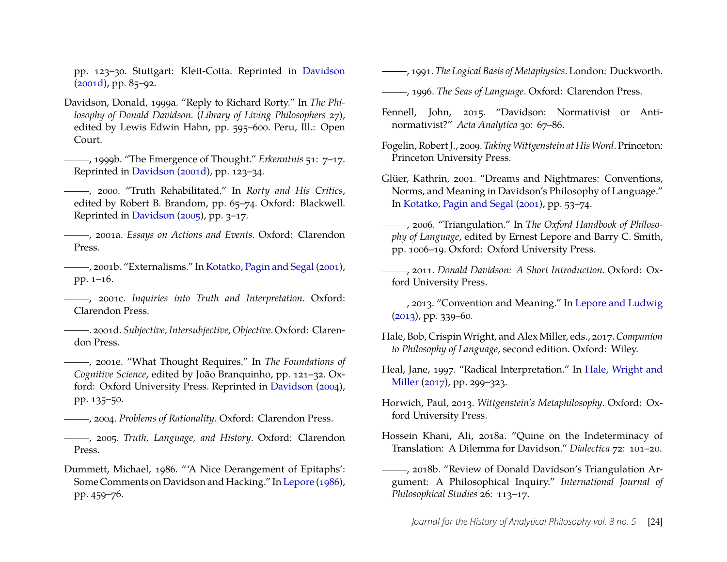pp. 123–30. Stuttgart: Klett-Cotta. Reprinted in Davidson (2001d), pp. 85–92.

Davidson, Donald, 1999a. "Reply to Richard Rorty." In *The Philosophy of Donald Davidson.* (*Library of Living Philosophers* 27), edited by Lewis Edwin Hahn, pp. 595–600. Peru, Ill.: Open Court.

———, 1999b. "The Emergence of Thought." *Erkenntnis* 51: 7–17. Reprinted in Davidson (2001d), pp. 123–34.

———, 2000. "Truth Rehabilitated." In *Rorty and His Critics*, edited by Robert B. Brandom, pp. 65–74. Oxford: Blackwell. Reprinted in Davidson (2005), pp. 3–17.

———, 2001a. *Essays on Actions and Events*. Oxford: Clarendon Press.

———, 2001b. "Externalisms." In Kotatko, Pagin and Segal (2001), pp. 1–16.

———, 2001c. *Inquiries into Truth and Interpretation*. Oxford: Clarendon Press.

———. 2001d. *Subjective, Intersubjective, Objective*. Oxford: Clarendon Press.

———, 2001e. "What Thought Requires." In *The Foundations of Cognitive Science*, edited by João Branquinho, pp. 121–32. Oxford: Oxford University Press. Reprinted in Davidson (2004), pp. 135–50.

———, 2004. *Problems of Rationality*. Oxford: Clarendon Press.

———, 2005. *Truth, Language, and History*. Oxford: Clarendon Press.

Dummett, Michael, 1986. "'A Nice Derangement of Epitaphs': Some Comments on Davidson and Hacking." In Lepore (1986), pp. 459–76.

———, 1991. *The Logical Basis of Metaphysics*. London: Duckworth.

———, 1996. *The Seas of Language*. Oxford: Clarendon Press.

Fennell, John, 2015. "Davidson: Normativist or Anti-normativist?" *Acta Analytica* 30: 67–86.

Fogelin, Robert J., 2009. *Taking Wittgenstein at His Word*. Princeton: Princeton University Press.

Glüer, Kathrin, 2001. "Dreams and Nightmares: Conventions, Norms, and Meaning in Davidson's Philosophy of Language." In Kotatko, Pagin and Segal (2001), pp. 53–74.

———, 2006. "Triangulation." In *The Oxford Handbook of Philosophy of Language*, edited by Ernest Lepore and Barry C. Smith, pp. 1006–19. Oxford: Oxford University Press.

———, 2011. *Donald Davidson: A Short Introduction*. Oxford: Oxford University Press.

———, 2013. "Convention and Meaning." In Lepore and Ludwig (2013), pp. 339–60.

Hale, Bob, Crispin Wright, and Alex Miller, eds., 2017. *Companion to Philosophy of Language*, second edition. Oxford: Wiley.

Heal, Jane, 1997. "Radical Interpretation." In Hale, Wright and Miller (2017), pp. 299–323.

Horwich, Paul, 2013. *Wittgenstein's Metaphilosophy*. Oxford: Oxford University Press.

Hossein Khani, Ali, 2018a. "Quine on the Indeterminacy of Translation: A Dilemma for Davidson." *Dialectica* 72: 101–20.

———, 2018b. "Review of Donald Davidson's Triangulation Argument: A Philosophical Inquiry." *International Journal of Philosophical Studies* 26: 113–17.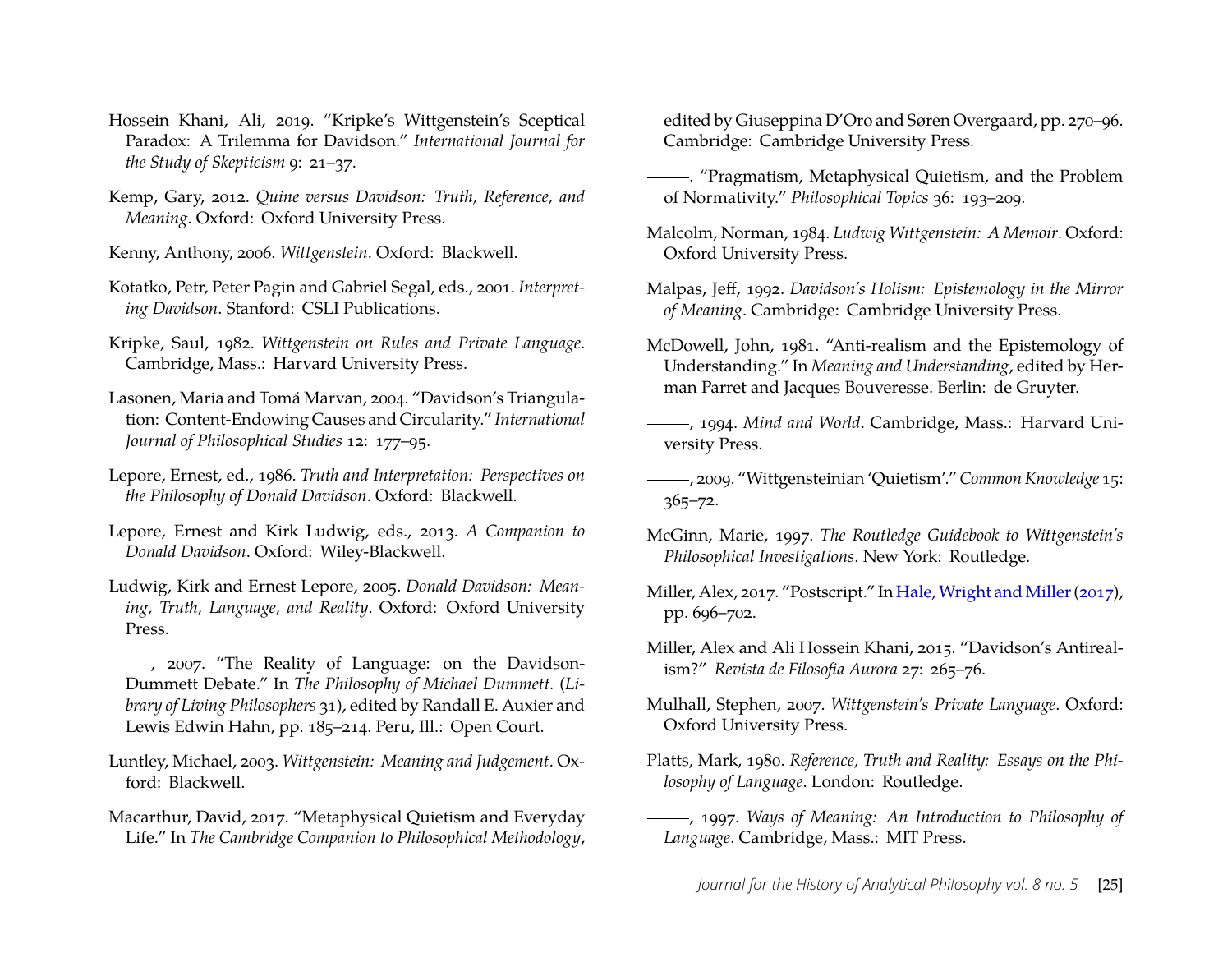Hossein Khani, Ali, 2019. "Kripke's Wittgenstein's Sceptical Paradox: A Trilemma for Davidson." *International Journal for the Study of Skepticism* 9: 21–37.

Kemp, Gary, 2012. *Quine versus Davidson: Truth, Reference, and Meaning*. Oxford: Oxford University Press.

Kenny, Anthony, 2006. *Wittgenstein*. Oxford: Blackwell.

Kotatko, Petr, Peter Pagin and Gabriel Segal, eds., 2001. *Interpreting Davidson*. Stanford: CSLI Publications.

Kripke, Saul, 1982. *Wittgenstein on Rules and Private Language*. Cambridge, Mass.: Harvard University Press.

Lasonen, Maria and Tomá Marvan, 2004. "Davidson's Triangulation: Content-Endowing Causes and Circularity." *International Journal of Philosophical Studies* 12: 177–95.

Lepore, Ernest, ed., 1986. *Truth and Interpretation: Perspectives on the Philosophy of Donald Davidson*. Oxford: Blackwell.

Lepore, Ernest and Kirk Ludwig, eds., 2013. *A Companion to Donald Davidson*. Oxford: Wiley-Blackwell.

Ludwig, Kirk and Ernest Lepore, 2005. *Donald Davidson: Meaning, Truth, Language, and Reality*. Oxford: Oxford University Press.

———, 2007. "The Reality of Language: on the Davidson-Dummett Debate." In *The Philosophy of Michael Dummett.* (*Library of Living Philosophers* 31), edited by Randall E. Auxier and Lewis Edwin Hahn, pp. 185–214. Peru, Ill.: Open Court.

Luntley, Michael, 2003. *Wittgenstein: Meaning and Judgement*. Oxford: Blackwell.

Macarthur, David, 2017. "Metaphysical Quietism and Everyday Life." In *The Cambridge Companion to Philosophical Methodology*, edited by Giuseppina D'Oro and Søren Overgaard, pp. 270–96. Cambridge: Cambridge University Press.

———. "Pragmatism, Metaphysical Quietism, and the Problem of Normativity." *Philosophical Topics* 36: 193–209.

Malcolm, Norman, 1984. *Ludwig Wittgenstein: A Memoir*. Oxford: Oxford University Press.

Malpas, Jeff, 1992. *Davidson's Holism: Epistemology in the Mirror of Meaning*. Cambridge: Cambridge University Press.

McDowell, John, 1981. "Anti-realism and the Epistemology of Understanding." In *Meaning and Understanding*, edited by Herman Parret and Jacques Bouveresse. Berlin: de Gruyter.

———, 1994. *Mind and World*. Cambridge, Mass.: Harvard University Press.

———, 2009. "Wittgensteinian 'Quietism'." *Common Knowledge* 15: 365–72.

McGinn, Marie, 1997. *The Routledge Guidebook to Wittgenstein's Philosophical Investigations*. New York: Routledge.

Miller, Alex, 2017. "Postscript." In Hale, Wright and Miller (2017), pp. 696–702.

Miller, Alex and Ali Hossein Khani, 2015. "Davidson's Antirealism?" *Revista de Filosofia Aurora* 27: 265–76.

Mulhall, Stephen, 2007. *Wittgenstein's Private Language*. Oxford: Oxford University Press.

Platts, Mark, 1980. *Reference, Truth and Reality: Essays on the Philosophy of Language*. London: Routledge.

———, 1997. *Ways of Meaning: An Introduction to Philosophy of Language*. Cambridge, Mass.: MIT Press.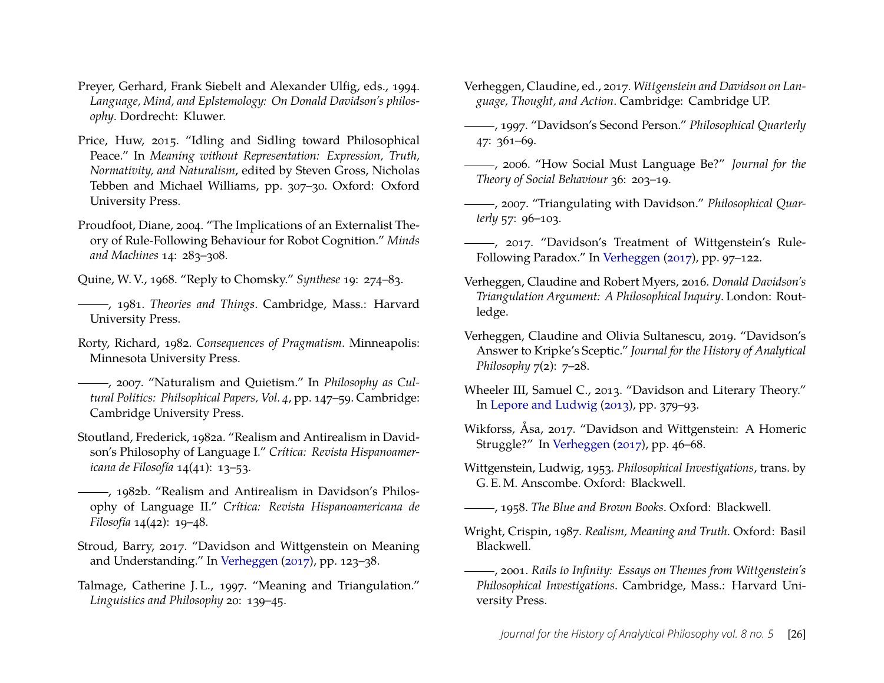Preyer, Gerhard, Frank Siebelt and Alexander Ulfig, eds., 1994. *Language, Mind, and Eplstemology: On Donald Davidson's philosophy*. Dordrecht: Kluwer.

Price, Huw, 2015. "Idling and Sidling toward Philosophical Peace." In *Meaning without Representation: Expression, Truth, Normativity, and Naturalism*, edited by Steven Gross, Nicholas Tebben and Michael Williams, pp. 307–30. Oxford: Oxford University Press.

Proudfoot, Diane, 2004. "The Implications of an Externalist Theory of Rule-Following Behaviour for Robot Cognition." *Minds and Machines* 14: 283–308.

Quine, W. V., 1968. "Reply to Chomsky." *Synthese* 19: 274–83.

———, 1981. *Theories and Things*. Cambridge, Mass.: Harvard University Press.

Rorty, Richard, 1982. *Consequences of Pragmatism*. Minneapolis: Minnesota University Press.

———, 2007. "Naturalism and Quietism." In *Philosophy as Cultural Politics: Philsophical Papers, Vol. 4*, pp. 147–59. Cambridge: Cambridge University Press.

Stoutland, Frederick, 1982a. "Realism and Antirealism in Davidson's Philosophy of Language I." *Crítica: Revista Hispanoamericana de Filosofía* 14(41): 13–53.

———, 1982b. "Realism and Antirealism in Davidson's Philosophy of Language II." *Crítica: Revista Hispanoamericana de Filosofía* 14(42): 19–48.

Stroud, Barry, 2017. "Davidson and Wittgenstein on Meaning and Understanding." In Verheggen (2017), pp. 123–38.

Talmage, Catherine J. L., 1997. "Meaning and Triangulation." *Linguistics and Philosophy* 20: 139–45.

Verheggen, Claudine, ed., 2017. *Wittgenstein and Davidson on Language, Thought, and Action*. Cambridge: Cambridge UP.

———, 1997. "Davidson's Second Person." *Philosophical Quarterly* 47: 361–69.

———, 2006. "How Social Must Language Be?" *Journal for the Theory of Social Behaviour* 36: 203–19.

———, 2007. "Triangulating with Davidson." *Philosophical Quarterly* 57: 96–103.

———, 2017. "Davidson's Treatment of Wittgenstein's Rule-Following Paradox." In Verheggen (2017), pp. 97–122.

Verheggen, Claudine and Robert Myers, 2016. *Donald Davidson's Triangulation Argument: A Philosophical Inquiry*. London: Routledge.

Verheggen, Claudine and Olivia Sultanescu, 2019. "Davidson's Answer to Kripke's Sceptic." *Journal for the History of Analytical Philosophy* 7(2): 7–28.

Wheeler III, Samuel C., 2013. "Davidson and Literary Theory." In Lepore and Ludwig (2013), pp. 379–93.

Wikforss, Åsa, 2017. "Davidson and Wittgenstein: A Homeric Struggle?" In Verheggen (2017), pp. 46–68.

Wittgenstein, Ludwig, 1953. *Philosophical Investigations*, trans. by G. E. M. Anscombe. Oxford: Blackwell.

———, 1958. *The Blue and Brown Books*. Oxford: Blackwell.

Wright, Crispin, 1987. *Realism, Meaning and Truth*. Oxford: Basil Blackwell.

———, 2001. *Rails to Infinity: Essays on Themes from Wittgenstein's Philosophical Investigations*. Cambridge, Mass.: Harvard University Press.